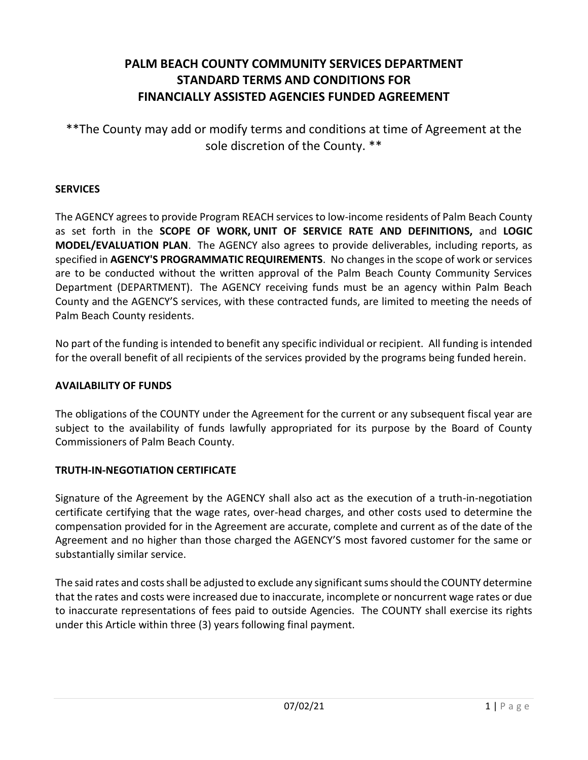# PALM BEACH COUNTY COMMUNITY SERVICES DEPARTMENT STANDARD TERMS AND CONDITIONS FOR FINANCIALLY ASSISTED AGENCIES FUNDED AGREEMENT

**The County may add or modify terms and conditions at time of Agreement at the sole discretion of the County. **

## SERVICES

The AGENCY agrees to provide Program REACH services to low-income residents of Palm Beach County as set forth in the **SCOPE OF WORK, UNIT OF SERVICE RATE AND DEFINITIONS,** and **LOGIC MODEL/EVALUATION PLAN**. The AGENCY also agrees to provide deliverables, including reports, as specified in **AGENCY'S PROGRAMMATIC REQUIREMENTS**. No changes in the scope of work or services are to be conducted without the written approval of the Palm Beach County Community Services Department (DEPARTMENT). The AGENCY receiving funds must be an agency within Palm Beach County and the AGENCY'S services, with these contracted funds, are limited to meeting the needs of Palm Beach County residents.

No part of the funding is intended to benefit any specific individual or recipient. All funding is intended for the overall benefit of all recipients of the services provided by the programs being funded herein.

## AVAILABILITY OF FUNDS

The obligations of the COUNTY under the Agreement for the current or any subsequent fiscal year are subject to the availability of funds lawfully appropriated for its purpose by the Board of County Commissioners of Palm Beach County.

## TRUTH-IN-NEGOTIATION CERTIFICATE

Signature of the Agreement by the AGENCY shall also act as the execution of a truth-in-negotiation certificate certifying that the wage rates, over-head charges, and other costs used to determine the compensation provided for in the Agreement are accurate, complete and current as of the date of the Agreement and no higher than those charged the AGENCY'S most favored customer for the same or substantially similar service.

The said rates and costs shall be adjusted to exclude any significant sums should the COUNTY determine that the rates and costs were increased due to inaccurate, incomplete or noncurrent wage rates or due to inaccurate representations of fees paid to outside Agencies. The COUNTY shall exercise its rights under this Article within three (3) years following final payment.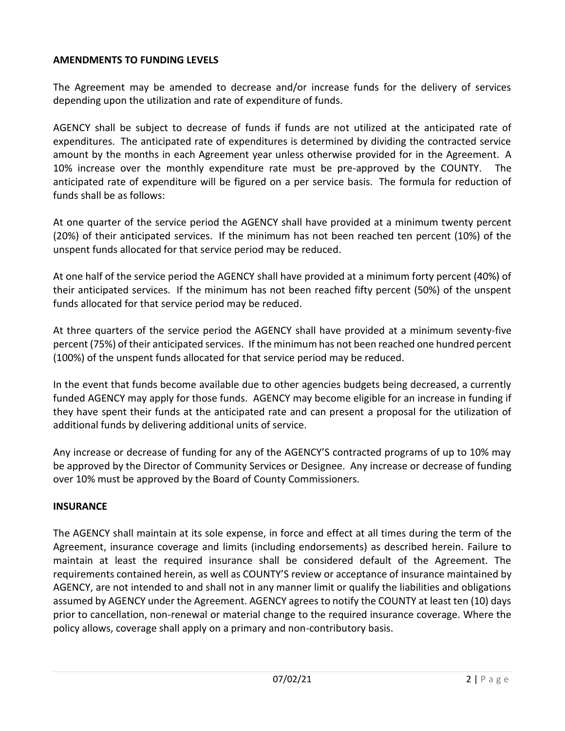**AMENDMENTS TO FUNDING LEVELS**

The Agreement may be amended to decrease and/or increase funds for the delivery of services depending upon the utilization and rate of expenditure of funds.

AGENCY shall be subject to decrease of funds if funds are not utilized at the anticipated rate of expenditures. The anticipated rate of expenditures is determined by dividing the contracted service amount by the months in each Agreement year unless otherwise provided for in the Agreement. A 10% increase over the monthly expenditure rate must be pre-approved by the COUNTY. The anticipated rate of expenditure will be figured on a per service basis. The formula for reduction of funds shall be as follows:

At one quarter of the service period the AGENCY shall have provided at a minimum twenty percent (20%) of their anticipated services. If the minimum has not been reached ten percent (10%) of the unspent funds allocated for that service period may be reduced.

At one half of the service period the AGENCY shall have provided at a minimum forty percent (40%) of their anticipated services. If the minimum has not been reached fifty percent (50%) of the unspent funds allocated for that service period may be reduced.

At three quarters of the service period the AGENCY shall have provided at a minimum seventy-five percent (75%) of their anticipated services. If the minimum has not been reached one hundred percent (100%) of the unspent funds allocated for that service period may be reduced.

In the event that funds become available due to other agencies budgets being decreased, a currently funded AGENCY may apply for those funds. AGENCY may become eligible for an increase in funding if they have spent their funds at the anticipated rate and can present a proposal for the utilization of additional funds by delivering additional units of service.

Any increase or decrease of funding for any of the AGENCY'S contracted programs of up to 10% may be approved by the Director of Community Services or Designee. Any increase or decrease of funding over 10% must be approved by the Board of County Commissioners.

**INSURANCE**

The AGENCY shall maintain at its sole expense, in force and effect at all times during the term of the Agreement, insurance coverage and limits (including endorsements) as described herein. Failure to maintain at least the required insurance shall be considered default of the Agreement. The requirements contained herein, as well as COUNTY'S review or acceptance of insurance maintained by AGENCY, are not intended to and shall not in any manner limit or qualify the liabilities and obligations assumed by AGENCY under the Agreement. AGENCY agrees to notify the COUNTY at least ten (10) days prior to cancellation, non-renewal or material change to the required insurance coverage. Where the policy allows, coverage shall apply on a primary and non-contributory basis.

07/02/21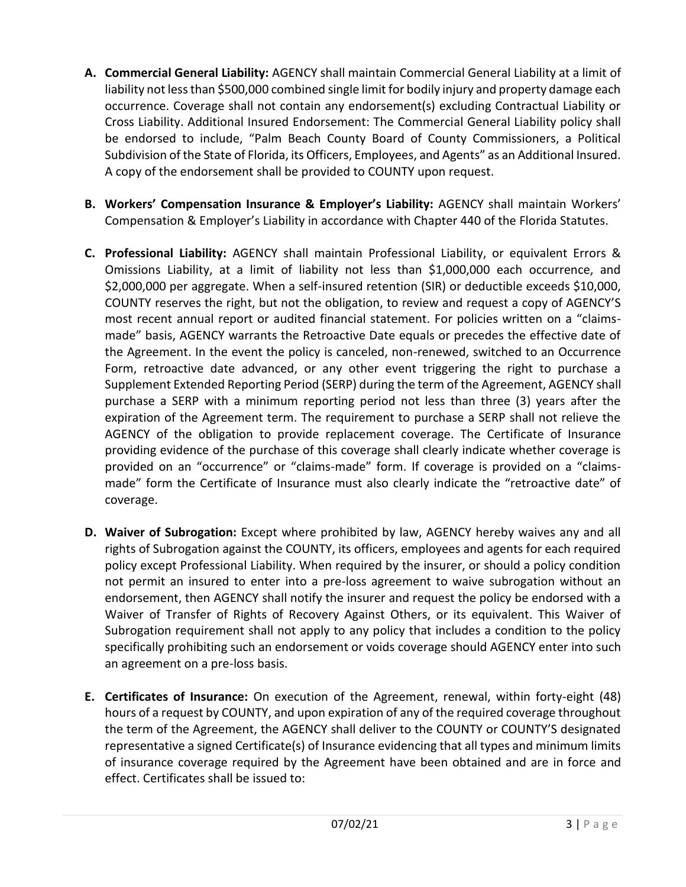A. **Commercial General Liability:** AGENCY shall maintain Commercial General Liability at a limit of liability not less than $500,000 combined single limit for bodily injury and property damage each occurrence. Coverage shall not contain any endorsement(s) excluding Contractual Liability or Cross Liability. Additional Insured Endorsement: The Commercial General Liability policy shall be endorsed to include, "Palm Beach County Board of County Commissioners, a Political Subdivision of the State of Florida, its Officers, Employees, and Agents" as an Additional Insured. A copy of the endorsement shall be provided to COUNTY upon request.

B. **Workers' Compensation Insurance & Employer's Liability:** AGENCY shall maintain Workers' Compensation & Employer's Liability in accordance with Chapter 440 of the Florida Statutes.

C. **Professional Liability:** AGENCY shall maintain Professional Liability, or equivalent Errors & Omissions Liability, at a limit of liability not less than $1,000,000 each occurrence, and $2,000,000 per aggregate. When a self-insured retention (SIR) or deductible exceeds $10,000, COUNTY reserves the right, but not the obligation, to review and request a copy of AGENCY'S most recent annual report or audited financial statement. For policies written on a "claims-made" basis, AGENCY warrants the Retroactive Date equals or precedes the effective date of the Agreement. In the event the policy is canceled, non-renewed, switched to an Occurrence Form, retroactive date advanced, or any other event triggering the right to purchase a Supplement Extended Reporting Period (SERP) during the term of the Agreement, AGENCY shall purchase a SERP with a minimum reporting period not less than three (3) years after the expiration of the Agreement term. The requirement to purchase a SERP shall not relieve the AGENCY of the obligation to provide replacement coverage. The Certificate of Insurance providing evidence of the purchase of this coverage shall clearly indicate whether coverage is provided on an "occurrence" or "claims-made" form. If coverage is provided on a "claims-made" form the Certificate of Insurance must also clearly indicate the "retroactive date" of coverage.

D. **Waiver of Subrogation:** Except where prohibited by law, AGENCY hereby waives any and all rights of Subrogation against the COUNTY, its officers, employees and agents for each required policy except Professional Liability. When required by the insurer, or should a policy condition not permit an insured to enter into a pre-loss agreement to waive subrogation without an endorsement, then AGENCY shall notify the insurer and request the policy be endorsed with a Waiver of Transfer of Rights of Recovery Against Others, or its equivalent. This Waiver of Subrogation requirement shall not apply to any policy that includes a condition to the policy specifically prohibiting such an endorsement or voids coverage should AGENCY enter into such an agreement on a pre-loss basis.

E. **Certificates of Insurance:** On execution of the Agreement, renewal, within forty-eight (48) hours of a request by COUNTY, and upon expiration of any of the required coverage throughout the term of the Agreement, the AGENCY shall deliver to the COUNTY or COUNTY'S designated representative a signed Certificate(s) of Insurance evidencing that all types and minimum limits of insurance coverage required by the Agreement have been obtained and are in force and effect. Certificates shall be issued to: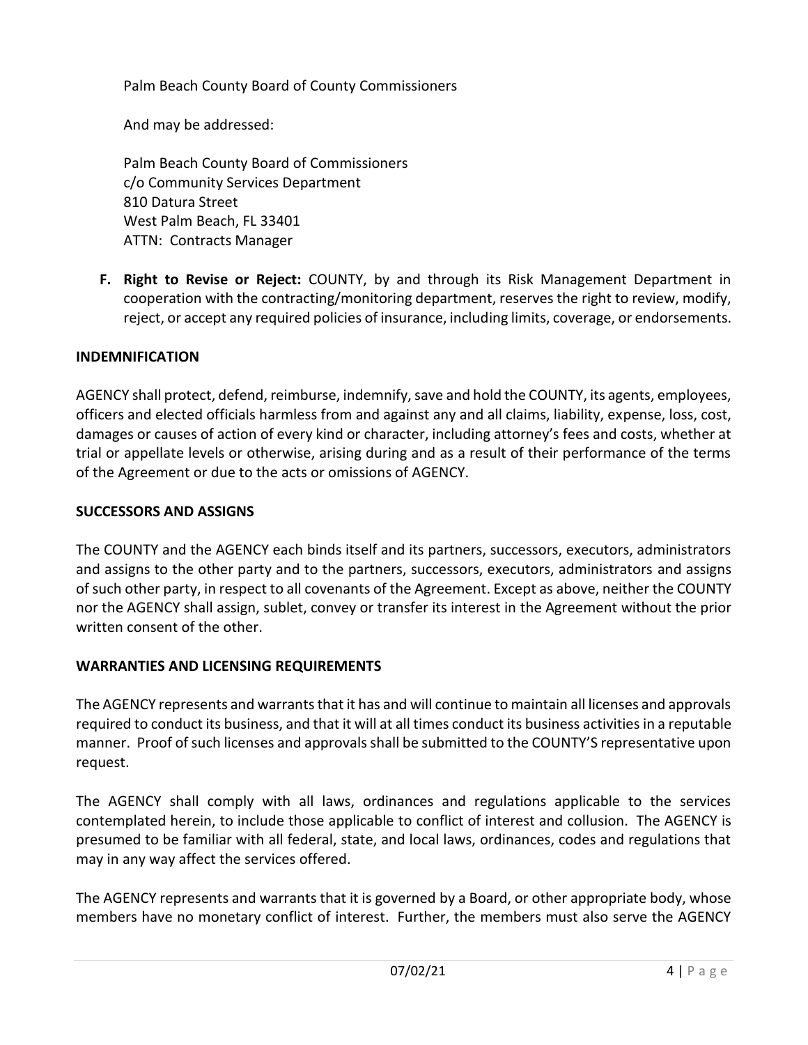Palm Beach County Board of County Commissioners

And may be addressed:

Palm Beach County Board of Commissioners
c/o Community Services Department
810 Datura Street
West Palm Beach, FL 33401
ATTN: Contracts Manager

**F. Right to Revise or Reject:** COUNTY, by and through its Risk Management Department in cooperation with the contracting/monitoring department, reserves the right to review, modify, reject, or accept any required policies of insurance, including limits, coverage, or endorsements.

**INDEMNIFICATION**

AGENCY shall protect, defend, reimburse, indemnify, save and hold the COUNTY, its agents, employees, officers and elected officials harmless from and against any and all claims, liability, expense, loss, cost, damages or causes of action of every kind or character, including attorney's fees and costs, whether at trial or appellate levels or otherwise, arising during and as a result of their performance of the terms of the Agreement or due to the acts or omissions of AGENCY.

**SUCCESSORS AND ASSIGNS**

The COUNTY and the AGENCY each binds itself and its partners, successors, executors, administrators and assigns to the other party and to the partners, successors, executors, administrators and assigns of such other party, in respect to all covenants of the Agreement. Except as above, neither the COUNTY nor the AGENCY shall assign, sublet, convey or transfer its interest in the Agreement without the prior written consent of the other.

**WARRANTIES AND LICENSING REQUIREMENTS**

The AGENCY represents and warrants that it has and will continue to maintain all licenses and approvals required to conduct its business, and that it will at all times conduct its business activities in a reputable manner. Proof of such licenses and approvals shall be submitted to the COUNTY'S representative upon request.

The AGENCY shall comply with all laws, ordinances and regulations applicable to the services contemplated herein, to include those applicable to conflict of interest and collusion. The AGENCY is presumed to be familiar with all federal, state, and local laws, ordinances, codes and regulations that may in any way affect the services offered.

The AGENCY represents and warrants that it is governed by a Board, or other appropriate body, whose members have no monetary conflict of interest. Further, the members must also serve the AGENCY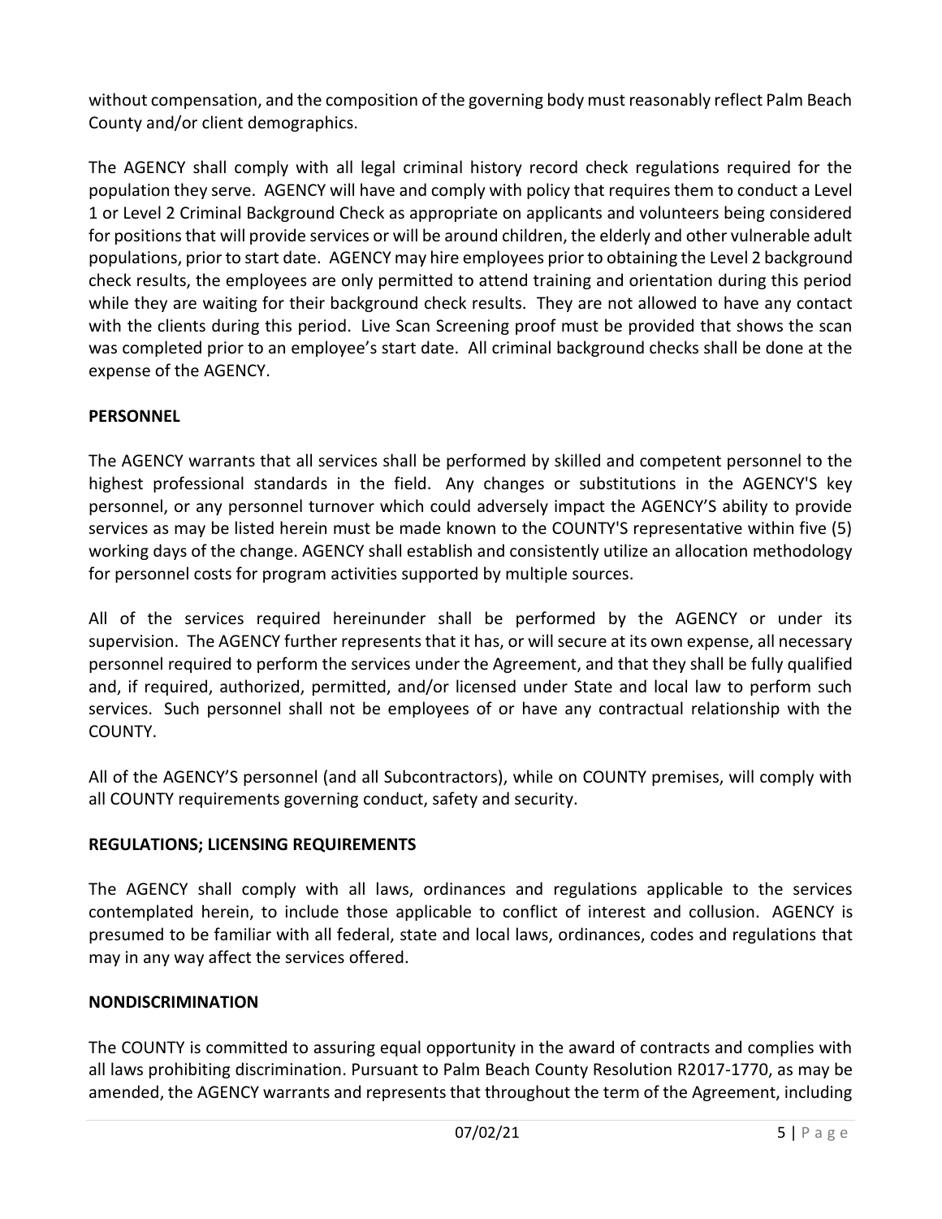without compensation, and the composition of the governing body must reasonably reflect Palm Beach County and/or client demographics.

The AGENCY shall comply with all legal criminal history record check regulations required for the population they serve. AGENCY will have and comply with policy that requires them to conduct a Level 1 or Level 2 Criminal Background Check as appropriate on applicants and volunteers being considered for positions that will provide services or will be around children, the elderly and other vulnerable adult populations, prior to start date. AGENCY may hire employees prior to obtaining the Level 2 background check results, the employees are only permitted to attend training and orientation during this period while they are waiting for their background check results. They are not allowed to have any contact with the clients during this period. Live Scan Screening proof must be provided that shows the scan was completed prior to an employee's start date. All criminal background checks shall be done at the expense of the AGENCY.

**PERSONNEL**

The AGENCY warrants that all services shall be performed by skilled and competent personnel to the highest professional standards in the field. Any changes or substitutions in the AGENCY'S key personnel, or any personnel turnover which could adversely impact the AGENCY'S ability to provide services as may be listed herein must be made known to the COUNTY'S representative within five (5) working days of the change. AGENCY shall establish and consistently utilize an allocation methodology for personnel costs for program activities supported by multiple sources.

All of the services required hereinunder shall be performed by the AGENCY or under its supervision. The AGENCY further represents that it has, or will secure at its own expense, all necessary personnel required to perform the services under the Agreement, and that they shall be fully qualified and, if required, authorized, permitted, and/or licensed under State and local law to perform such services. Such personnel shall not be employees of or have any contractual relationship with the COUNTY.

All of the AGENCY'S personnel (and all Subcontractors), while on COUNTY premises, will comply with all COUNTY requirements governing conduct, safety and security.

**REGULATIONS; LICENSING REQUIREMENTS**

The AGENCY shall comply with all laws, ordinances and regulations applicable to the services contemplated herein, to include those applicable to conflict of interest and collusion. AGENCY is presumed to be familiar with all federal, state and local laws, ordinances, codes and regulations that may in any way affect the services offered.

**NONDISCRIMINATION**

The COUNTY is committed to assuring equal opportunity in the award of contracts and complies with all laws prohibiting discrimination. Pursuant to Palm Beach County Resolution R2017-1770, as may be amended, the AGENCY warrants and represents that throughout the term of the Agreement, including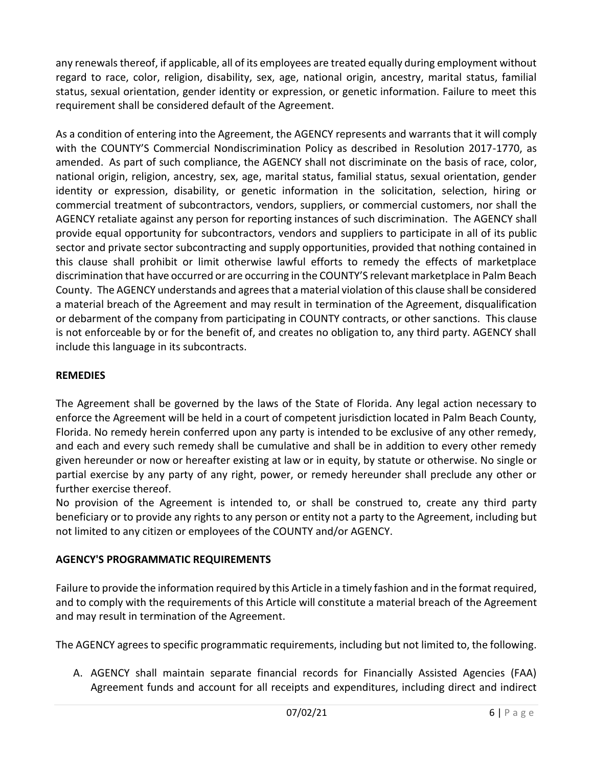any renewals thereof, if applicable, all of its employees are treated equally during employment without regard to race, color, religion, disability, sex, age, national origin, ancestry, marital status, familial status, sexual orientation, gender identity or expression, or genetic information. Failure to meet this requirement shall be considered default of the Agreement.

As a condition of entering into the Agreement, the AGENCY represents and warrants that it will comply with the COUNTY'S Commercial Nondiscrimination Policy as described in Resolution 2017-1770, as amended. As part of such compliance, the AGENCY shall not discriminate on the basis of race, color, national origin, religion, ancestry, sex, age, marital status, familial status, sexual orientation, gender identity or expression, disability, or genetic information in the solicitation, selection, hiring or commercial treatment of subcontractors, vendors, suppliers, or commercial customers, nor shall the AGENCY retaliate against any person for reporting instances of such discrimination. The AGENCY shall provide equal opportunity for subcontractors, vendors and suppliers to participate in all of its public sector and private sector subcontracting and supply opportunities, provided that nothing contained in this clause shall prohibit or limit otherwise lawful efforts to remedy the effects of marketplace discrimination that have occurred or are occurring in the COUNTY'S relevant marketplace in Palm Beach County. The AGENCY understands and agrees that a material violation of this clause shall be considered a material breach of the Agreement and may result in termination of the Agreement, disqualification or debarment of the company from participating in COUNTY contracts, or other sanctions. This clause is not enforceable by or for the benefit of, and creates no obligation to, any third party. AGENCY shall include this language in its subcontracts.

## REMEDIES

The Agreement shall be governed by the laws of the State of Florida. Any legal action necessary to enforce the Agreement will be held in a court of competent jurisdiction located in Palm Beach County, Florida. No remedy herein conferred upon any party is intended to be exclusive of any other remedy, and each and every such remedy shall be cumulative and shall be in addition to every other remedy given hereunder or now or hereafter existing at law or in equity, by statute or otherwise. No single or partial exercise by any party of any right, power, or remedy hereunder shall preclude any other or further exercise thereof.
No provision of the Agreement is intended to, or shall be construed to, create any third party beneficiary or to provide any rights to any person or entity not a party to the Agreement, including but not limited to any citizen or employees of the COUNTY and/or AGENCY.

## AGENCY'S PROGRAMMATIC REQUIREMENTS

Failure to provide the information required by this Article in a timely fashion and in the format required, and to comply with the requirements of this Article will constitute a material breach of the Agreement and may result in termination of the Agreement.

The AGENCY agrees to specific programmatic requirements, including but not limited to, the following.

A. AGENCY shall maintain separate financial records for Financially Assisted Agencies (FAA) Agreement funds and account for all receipts and expenditures, including direct and indirect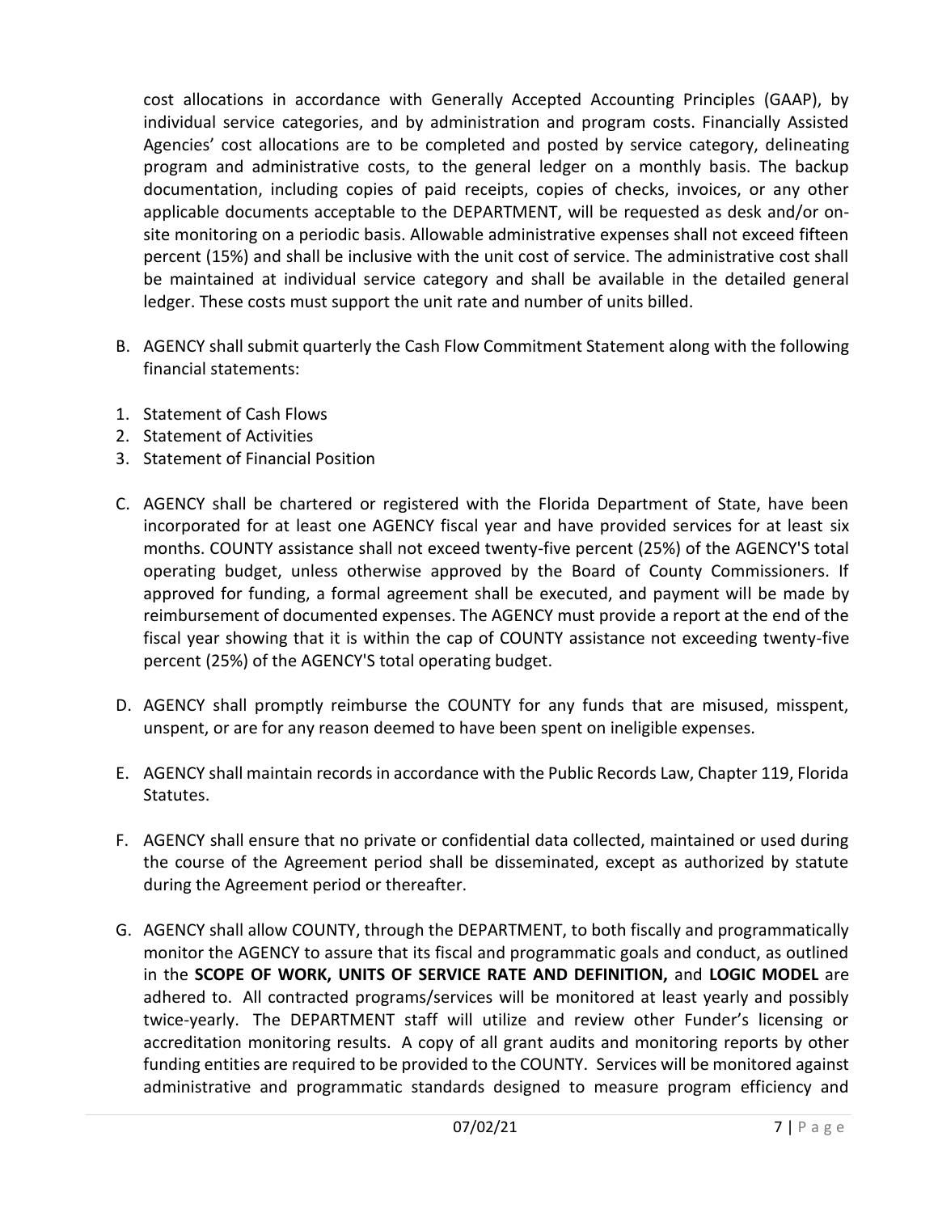cost allocations in accordance with Generally Accepted Accounting Principles (GAAP), by individual service categories, and by administration and program costs. Financially Assisted Agencies' cost allocations are to be completed and posted by service category, delineating program and administrative costs, to the general ledger on a monthly basis. The backup documentation, including copies of paid receipts, copies of checks, invoices, or any other applicable documents acceptable to the DEPARTMENT, will be requested as desk and/or on-site monitoring on a periodic basis. Allowable administrative expenses shall not exceed fifteen percent (15%) and shall be inclusive with the unit cost of service. The administrative cost shall be maintained at individual service category and shall be available in the detailed general ledger. These costs must support the unit rate and number of units billed.

B. AGENCY shall submit quarterly the Cash Flow Commitment Statement along with the following financial statements:

1. Statement of Cash Flows
2. Statement of Activities
3. Statement of Financial Position

C. AGENCY shall be chartered or registered with the Florida Department of State, have been incorporated for at least one AGENCY fiscal year and have provided services for at least six months. COUNTY assistance shall not exceed twenty-five percent (25%) of the AGENCY'S total operating budget, unless otherwise approved by the Board of County Commissioners. If approved for funding, a formal agreement shall be executed, and payment will be made by reimbursement of documented expenses. The AGENCY must provide a report at the end of the fiscal year showing that it is within the cap of COUNTY assistance not exceeding twenty-five percent (25%) of the AGENCY'S total operating budget.

D. AGENCY shall promptly reimburse the COUNTY for any funds that are misused, misspent, unspent, or are for any reason deemed to have been spent on ineligible expenses.

E. AGENCY shall maintain records in accordance with the Public Records Law, Chapter 119, Florida Statutes.

F. AGENCY shall ensure that no private or confidential data collected, maintained or used during the course of the Agreement period shall be disseminated, except as authorized by statute during the Agreement period or thereafter.

G. AGENCY shall allow COUNTY, through the DEPARTMENT, to both fiscally and programmatically monitor the AGENCY to assure that its fiscal and programmatic goals and conduct, as outlined in the **SCOPE OF WORK, UNITS OF SERVICE RATE AND DEFINITION,** and **LOGIC MODEL** are adhered to. All contracted programs/services will be monitored at least yearly and possibly twice-yearly. The DEPARTMENT staff will utilize and review other Funder's licensing or accreditation monitoring results. A copy of all grant audits and monitoring reports by other funding entities are required to be provided to the COUNTY. Services will be monitored against administrative and programmatic standards designed to measure program efficiency and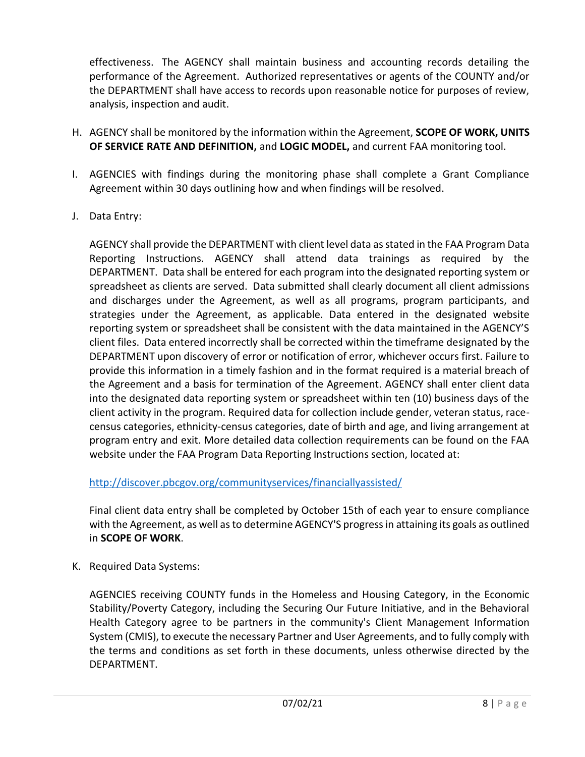effectiveness. The AGENCY shall maintain business and accounting records detailing the performance of the Agreement. Authorized representatives or agents of the COUNTY and/or the DEPARTMENT shall have access to records upon reasonable notice for purposes of review, analysis, inspection and audit.

H. AGENCY shall be monitored by the information within the Agreement, **SCOPE OF WORK, UNITS OF SERVICE RATE AND DEFINITION,** and **LOGIC MODEL,** and current FAA monitoring tool.

I. AGENCIES with findings during the monitoring phase shall complete a Grant Compliance Agreement within 30 days outlining how and when findings will be resolved.

J. Data Entry:

   AGENCY shall provide the DEPARTMENT with client level data as stated in the FAA Program Data Reporting Instructions. AGENCY shall attend data trainings as required by the DEPARTMENT. Data shall be entered for each program into the designated reporting system or spreadsheet as clients are served. Data submitted shall clearly document all client admissions and discharges under the Agreement, as well as all programs, program participants, and strategies under the Agreement, as applicable. Data entered in the designated website reporting system or spreadsheet shall be consistent with the data maintained in the AGENCY'S client files. Data entered incorrectly shall be corrected within the timeframe designated by the DEPARTMENT upon discovery of error or notification of error, whichever occurs first. Failure to provide this information in a timely fashion and in the format required is a material breach of the Agreement and a basis for termination of the Agreement. AGENCY shall enter client data into the designated data reporting system or spreadsheet within ten (10) business days of the client activity in the program. Required data for collection include gender, veteran status, race-census categories, ethnicity-census categories, date of birth and age, and living arrangement at program entry and exit. More detailed data collection requirements can be found on the FAA website under the FAA Program Data Reporting Instructions section, located at:

   http://discover.pbcgov.org/communityservices/financiallyassisted/

   Final client data entry shall be completed by October 15th of each year to ensure compliance with the Agreement, as well as to determine AGENCY'S progress in attaining its goals as outlined in **SCOPE OF WORK**.

K. Required Data Systems:

   AGENCIES receiving COUNTY funds in the Homeless and Housing Category, in the Economic Stability/Poverty Category, including the Securing Our Future Initiative, and in the Behavioral Health Category agree to be partners in the community's Client Management Information System (CMIS), to execute the necessary Partner and User Agreements, and to fully comply with the terms and conditions as set forth in these documents, unless otherwise directed by the DEPARTMENT.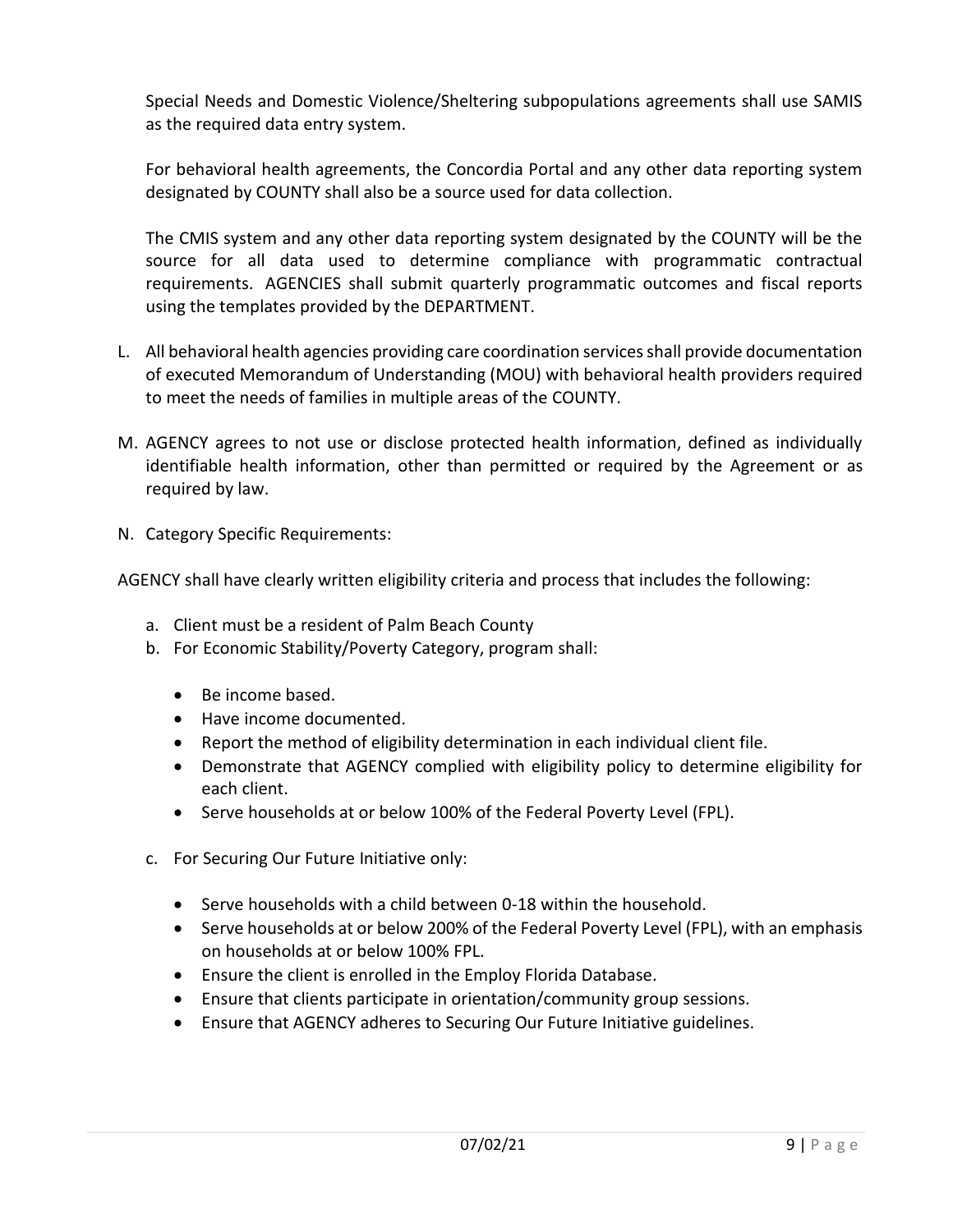Special Needs and Domestic Violence/Sheltering subpopulations agreements shall use SAMIS as the required data entry system.

For behavioral health agreements, the Concordia Portal and any other data reporting system designated by COUNTY shall also be a source used for data collection.

The CMIS system and any other data reporting system designated by the COUNTY will be the source for all data used to determine compliance with programmatic contractual requirements. AGENCIES shall submit quarterly programmatic outcomes and fiscal reports using the templates provided by the DEPARTMENT.

L. All behavioral health agencies providing care coordination services shall provide documentation of executed Memorandum of Understanding (MOU) with behavioral health providers required to meet the needs of families in multiple areas of the COUNTY.

M. AGENCY agrees to not use or disclose protected health information, defined as individually identifiable health information, other than permitted or required by the Agreement or as required by law.

N. Category Specific Requirements:

AGENCY shall have clearly written eligibility criteria and process that includes the following:

a. Client must be a resident of Palm Beach County
b. For Economic Stability/Poverty Category, program shall:
    - Be income based.
    - Have income documented.
    - Report the method of eligibility determination in each individual client file.
    - Demonstrate that AGENCY complied with eligibility policy to determine eligibility for each client.
    - Serve households at or below 100% of the Federal Poverty Level (FPL).
c. For Securing Our Future Initiative only:
    - Serve households with a child between 0-18 within the household.
    - Serve households at or below 200% of the Federal Poverty Level (FPL), with an emphasis on households at or below 100% FPL.
    - Ensure the client is enrolled in the Employ Florida Database.
    - Ensure that clients participate in orientation/community group sessions.
    - Ensure that AGENCY adheres to Securing Our Future Initiative guidelines.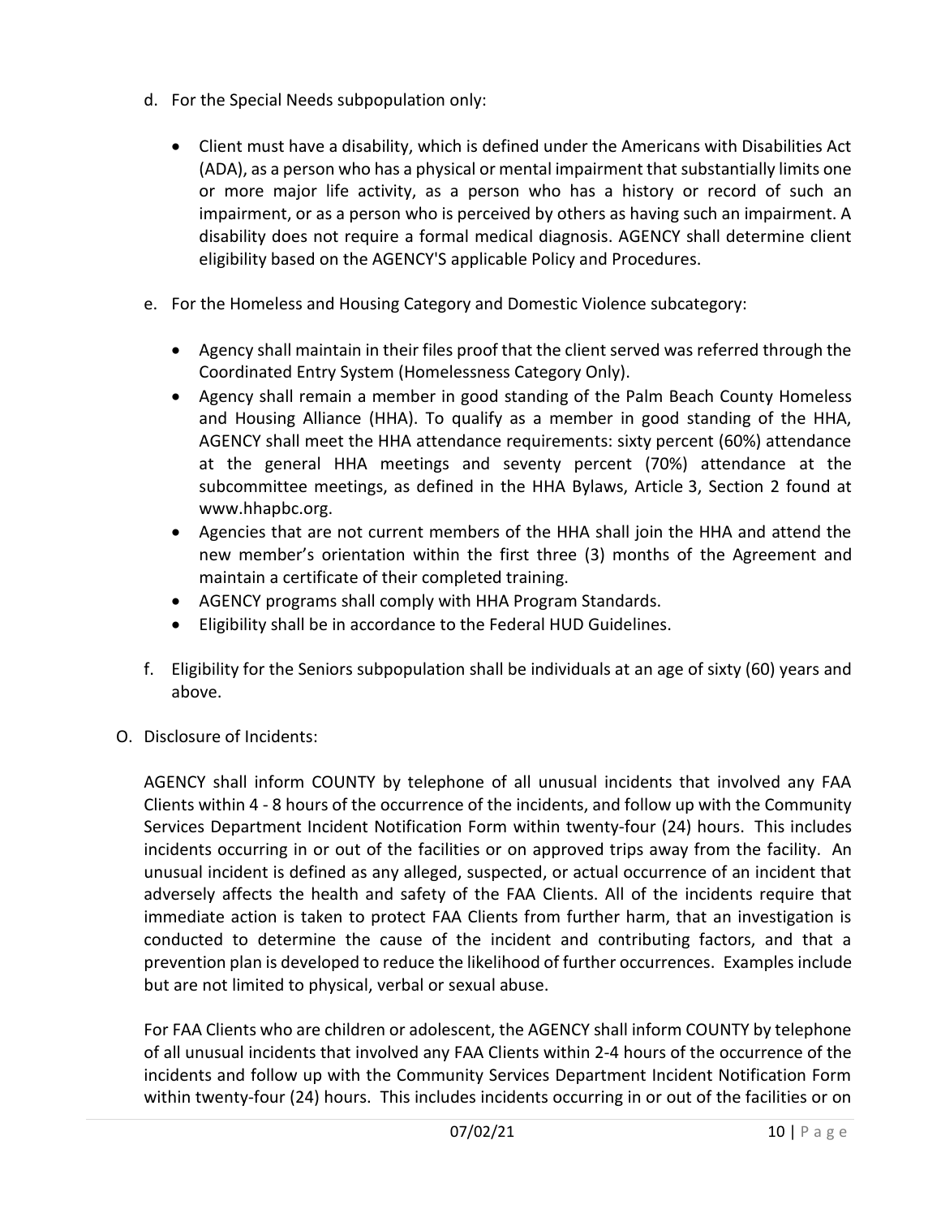d. For the Special Needs subpopulation only:

   - Client must have a disability, which is defined under the Americans with Disabilities Act (ADA), as a person who has a physical or mental impairment that substantially limits one or more major life activity, as a person who has a history or record of such an impairment, or as a person who is perceived by others as having such an impairment. A disability does not require a formal medical diagnosis. AGENCY shall determine client eligibility based on the AGENCY'S applicable Policy and Procedures.

e. For the Homeless and Housing Category and Domestic Violence subcategory:

   - Agency shall maintain in their files proof that the client served was referred through the Coordinated Entry System (Homelessness Category Only).
   - Agency shall remain a member in good standing of the Palm Beach County Homeless and Housing Alliance (HHA). To qualify as a member in good standing of the HHA, AGENCY shall meet the HHA attendance requirements: sixty percent (60%) attendance at the general HHA meetings and seventy percent (70%) attendance at the subcommittee meetings, as defined in the HHA Bylaws, Article 3, Section 2 found at www.hhapbc.org.
   - Agencies that are not current members of the HHA shall join the HHA and attend the new member's orientation within the first three (3) months of the Agreement and maintain a certificate of their completed training.
   - AGENCY programs shall comply with HHA Program Standards.
   - Eligibility shall be in accordance to the Federal HUD Guidelines.

f. Eligibility for the Seniors subpopulation shall be individuals at an age of sixty (60) years and above.

O. Disclosure of Incidents:

AGENCY shall inform COUNTY by telephone of all unusual incidents that involved any FAA Clients within 4 - 8 hours of the occurrence of the incidents, and follow up with the Community Services Department Incident Notification Form within twenty-four (24) hours. This includes incidents occurring in or out of the facilities or on approved trips away from the facility. An unusual incident is defined as any alleged, suspected, or actual occurrence of an incident that adversely affects the health and safety of the FAA Clients. All of the incidents require that immediate action is taken to protect FAA Clients from further harm, that an investigation is conducted to determine the cause of the incident and contributing factors, and that a prevention plan is developed to reduce the likelihood of further occurrences. Examples include but are not limited to physical, verbal or sexual abuse.

For FAA Clients who are children or adolescent, the AGENCY shall inform COUNTY by telephone of all unusual incidents that involved any FAA Clients within 2-4 hours of the occurrence of the incidents and follow up with the Community Services Department Incident Notification Form within twenty-four (24) hours. This includes incidents occurring in or out of the facilities or on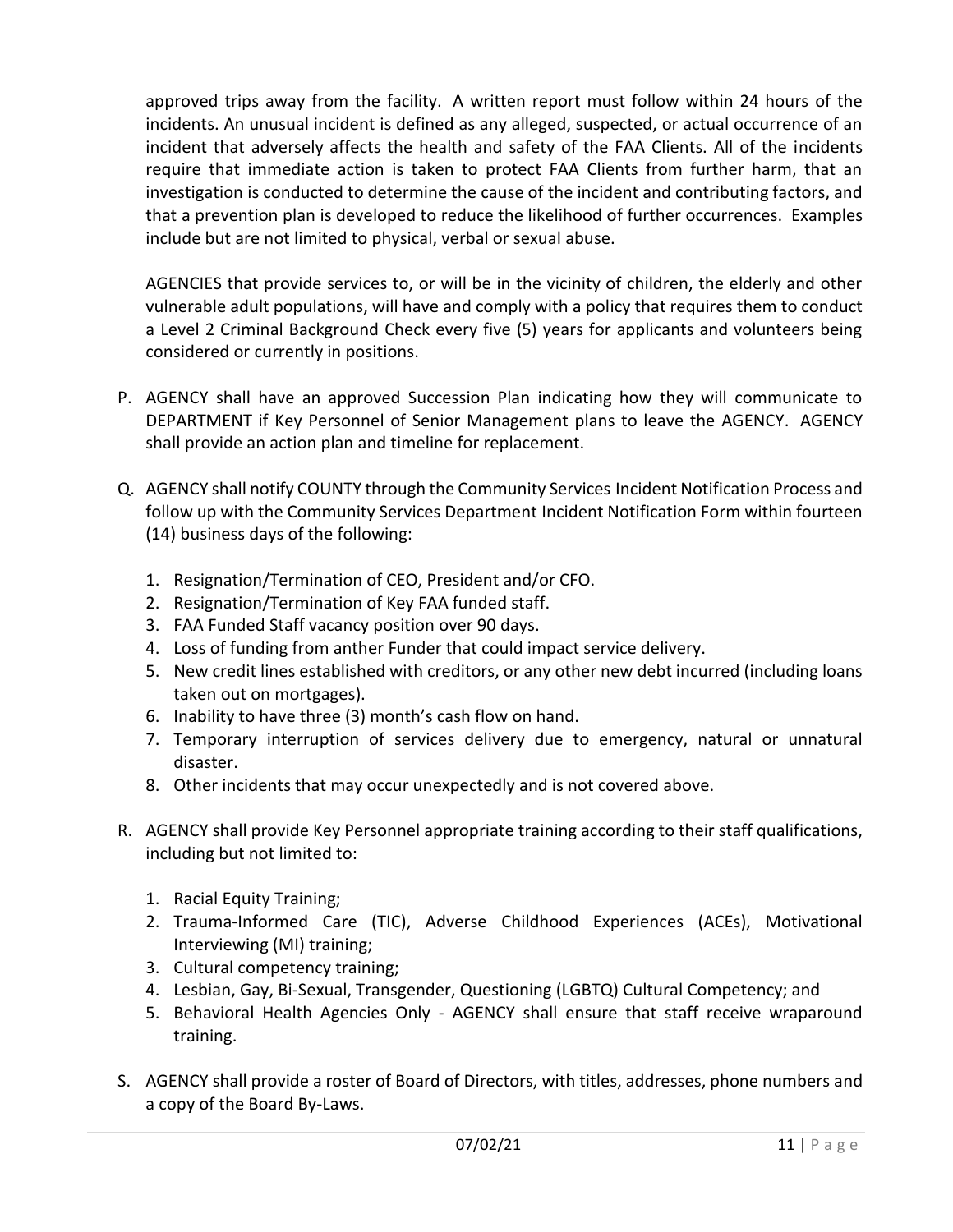approved trips away from the facility. A written report must follow within 24 hours of the incidents. An unusual incident is defined as any alleged, suspected, or actual occurrence of an incident that adversely affects the health and safety of the FAA Clients. All of the incidents require that immediate action is taken to protect FAA Clients from further harm, that an investigation is conducted to determine the cause of the incident and contributing factors, and that a prevention plan is developed to reduce the likelihood of further occurrences. Examples include but are not limited to physical, verbal or sexual abuse.

AGENCIES that provide services to, or will be in the vicinity of children, the elderly and other vulnerable adult populations, will have and comply with a policy that requires them to conduct a Level 2 Criminal Background Check every five (5) years for applicants and volunteers being considered or currently in positions.

P. AGENCY shall have an approved Succession Plan indicating how they will communicate to DEPARTMENT if Key Personnel of Senior Management plans to leave the AGENCY. AGENCY shall provide an action plan and timeline for replacement.

Q. AGENCY shall notify COUNTY through the Community Services Incident Notification Process and follow up with the Community Services Department Incident Notification Form within fourteen (14) business days of the following:

   1. Resignation/Termination of CEO, President and/or CFO.
   2. Resignation/Termination of Key FAA funded staff.
   3. FAA Funded Staff vacancy position over 90 days.
   4. Loss of funding from anther Funder that could impact service delivery.
   5. New credit lines established with creditors, or any other new debt incurred (including loans taken out on mortgages).
   6. Inability to have three (3) month's cash flow on hand.
   7. Temporary interruption of services delivery due to emergency, natural or unnatural disaster.
   8. Other incidents that may occur unexpectedly and is not covered above.

R. AGENCY shall provide Key Personnel appropriate training according to their staff qualifications, including but not limited to:

   1. Racial Equity Training;
   2. Trauma-Informed Care (TIC), Adverse Childhood Experiences (ACEs), Motivational Interviewing (MI) training;
   3. Cultural competency training;
   4. Lesbian, Gay, Bi-Sexual, Transgender, Questioning (LGBTQ) Cultural Competency; and
   5. Behavioral Health Agencies Only - AGENCY shall ensure that staff receive wraparound training.

S. AGENCY shall provide a roster of Board of Directors, with titles, addresses, phone numbers and a copy of the Board By-Laws.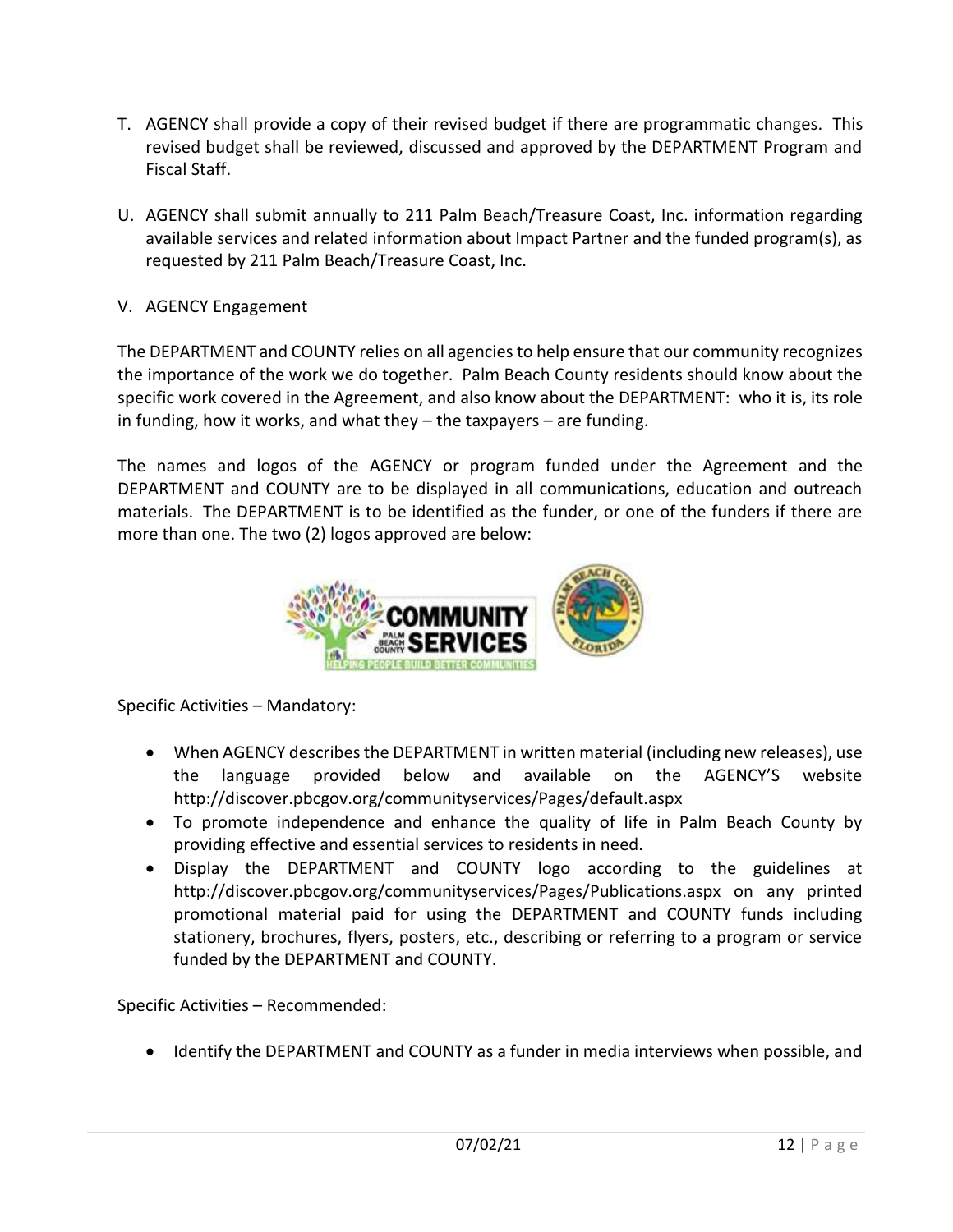T. AGENCY shall provide a copy of their revised budget if there are programmatic changes. This revised budget shall be reviewed, discussed and approved by the DEPARTMENT Program and Fiscal Staff.

U. AGENCY shall submit annually to 211 Palm Beach/Treasure Coast, Inc. information regarding available services and related information about Impact Partner and the funded program(s), as requested by 211 Palm Beach/Treasure Coast, Inc.

V. AGENCY Engagement

The DEPARTMENT and COUNTY relies on all agencies to help ensure that our community recognizes the importance of the work we do together. Palm Beach County residents should know about the specific work covered in the Agreement, and also know about the DEPARTMENT: who it is, its role in funding, how it works, and what they – the taxpayers – are funding.

The names and logos of the AGENCY or program funded under the Agreement and the DEPARTMENT and COUNTY are to be displayed in all communications, education and outreach materials. The DEPARTMENT is to be identified as the funder, or one of the funders if there are more than one. The two (2) logos approved are below:

Specific Activities – Mandatory:

- When AGENCY describes the DEPARTMENT in written material (including new releases), use the language provided below and available on the AGENCY'S website http://discover.pbcgov.org/communityservices/Pages/default.aspx
- To promote independence and enhance the quality of life in Palm Beach County by providing effective and essential services to residents in need.
- Display the DEPARTMENT and COUNTY logo according to the guidelines at http://discover.pbcgov.org/communityservices/Pages/Publications.aspx on any printed promotional material paid for using the DEPARTMENT and COUNTY funds including stationery, brochures, flyers, posters, etc., describing or referring to a program or service funded by the DEPARTMENT and COUNTY.

Specific Activities – Recommended:

- Identify the DEPARTMENT and COUNTY as a funder in media interviews when possible, and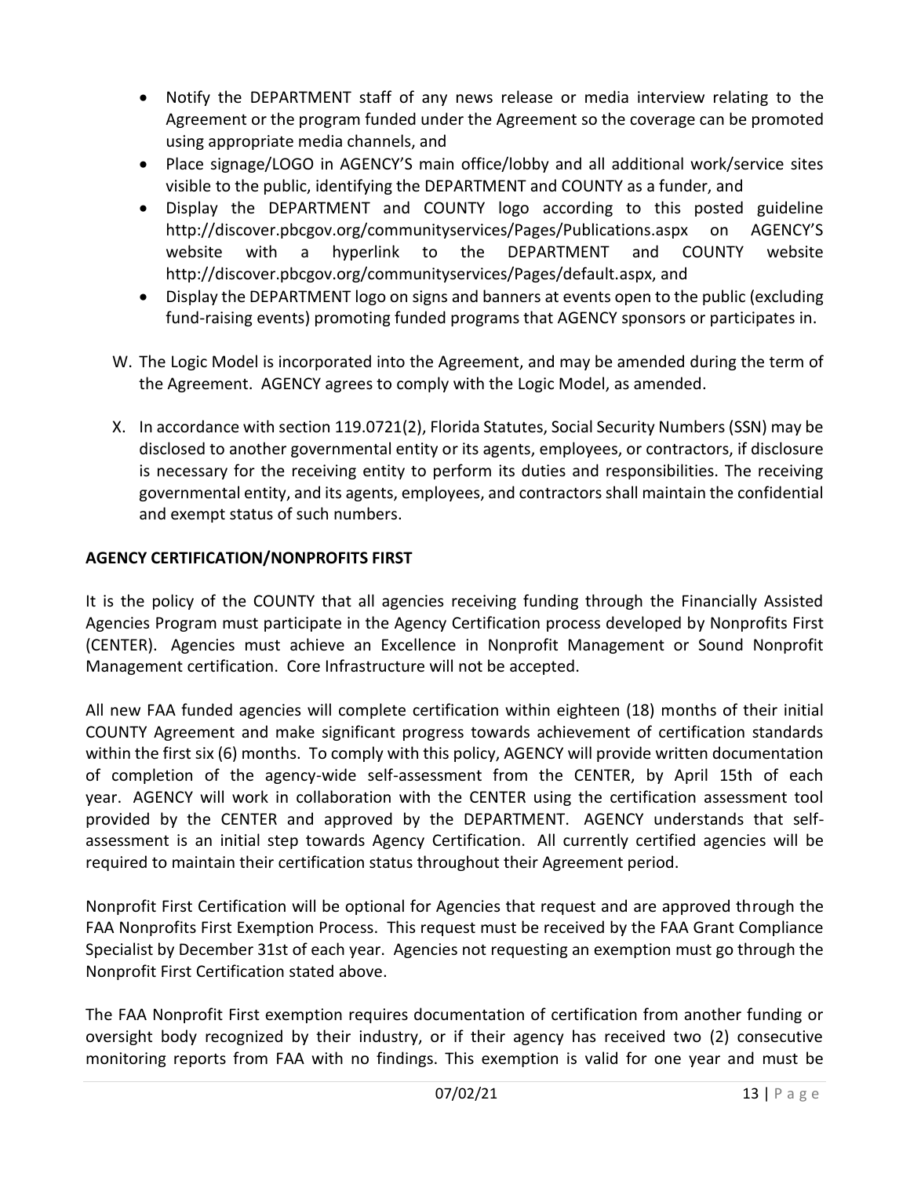- Notify the DEPARTMENT staff of any news release or media interview relating to the Agreement or the program funded under the Agreement so the coverage can be promoted using appropriate media channels, and
- Place signage/LOGO in AGENCY'S main office/lobby and all additional work/service sites visible to the public, identifying the DEPARTMENT and COUNTY as a funder, and
- Display the DEPARTMENT and COUNTY logo according to this posted guideline http://discover.pbcgov.org/communityservices/Pages/Publications.aspx on AGENCY'S website with a hyperlink to the DEPARTMENT and COUNTY website http://discover.pbcgov.org/communityservices/Pages/default.aspx, and
- Display the DEPARTMENT logo on signs and banners at events open to the public (excluding fund-raising events) promoting funded programs that AGENCY sponsors or participates in.

W. The Logic Model is incorporated into the Agreement, and may be amended during the term of the Agreement. AGENCY agrees to comply with the Logic Model, as amended.

X. In accordance with section 119.0721(2), Florida Statutes, Social Security Numbers (SSN) may be disclosed to another governmental entity or its agents, employees, or contractors, if disclosure is necessary for the receiving entity to perform its duties and responsibilities. The receiving governmental entity, and its agents, employees, and contractors shall maintain the confidential and exempt status of such numbers.

**AGENCY CERTIFICATION/NONPROFITS FIRST**

It is the policy of the COUNTY that all agencies receiving funding through the Financially Assisted Agencies Program must participate in the Agency Certification process developed by Nonprofits First (CENTER). Agencies must achieve an Excellence in Nonprofit Management or Sound Nonprofit Management certification. Core Infrastructure will not be accepted.

All new FAA funded agencies will complete certification within eighteen (18) months of their initial COUNTY Agreement and make significant progress towards achievement of certification standards within the first six (6) months. To comply with this policy, AGENCY will provide written documentation of completion of the agency-wide self-assessment from the CENTER, by April 15th of each year. AGENCY will work in collaboration with the CENTER using the certification assessment tool provided by the CENTER and approved by the DEPARTMENT. AGENCY understands that self-assessment is an initial step towards Agency Certification. All currently certified agencies will be required to maintain their certification status throughout their Agreement period.

Nonprofit First Certification will be optional for Agencies that request and are approved through the FAA Nonprofits First Exemption Process. This request must be received by the FAA Grant Compliance Specialist by December 31st of each year. Agencies not requesting an exemption must go through the Nonprofit First Certification stated above.

The FAA Nonprofit First exemption requires documentation of certification from another funding or oversight body recognized by their industry, or if their agency has received two (2) consecutive monitoring reports from FAA with no findings. This exemption is valid for one year and must be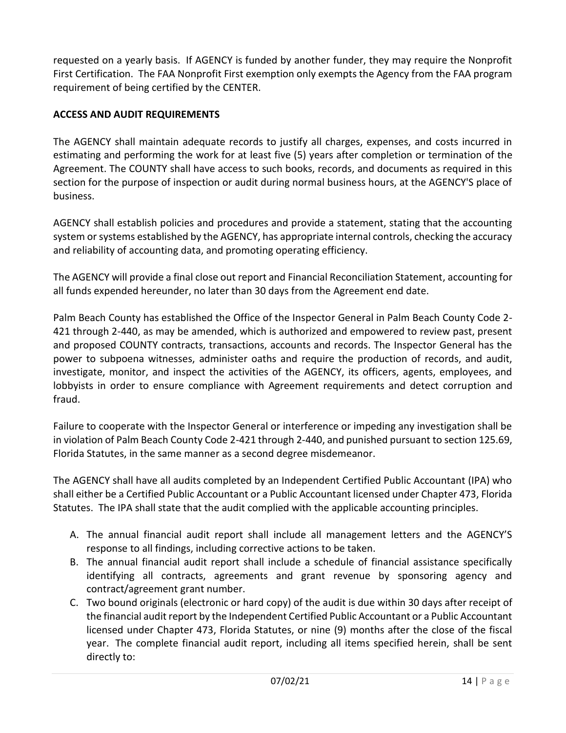requested on a yearly basis. If AGENCY is funded by another funder, they may require the Nonprofit First Certification. The FAA Nonprofit First exemption only exempts the Agency from the FAA program requirement of being certified by the CENTER.

**ACCESS AND AUDIT REQUIREMENTS**

The AGENCY shall maintain adequate records to justify all charges, expenses, and costs incurred in estimating and performing the work for at least five (5) years after completion or termination of the Agreement. The COUNTY shall have access to such books, records, and documents as required in this section for the purpose of inspection or audit during normal business hours, at the AGENCY'S place of business.

AGENCY shall establish policies and procedures and provide a statement, stating that the accounting system or systems established by the AGENCY, has appropriate internal controls, checking the accuracy and reliability of accounting data, and promoting operating efficiency.

The AGENCY will provide a final close out report and Financial Reconciliation Statement, accounting for all funds expended hereunder, no later than 30 days from the Agreement end date.

Palm Beach County has established the Office of the Inspector General in Palm Beach County Code 2-421 through 2-440, as may be amended, which is authorized and empowered to review past, present and proposed COUNTY contracts, transactions, accounts and records. The Inspector General has the power to subpoena witnesses, administer oaths and require the production of records, and audit, investigate, monitor, and inspect the activities of the AGENCY, its officers, agents, employees, and lobbyists in order to ensure compliance with Agreement requirements and detect corruption and fraud.

Failure to cooperate with the Inspector General or interference or impeding any investigation shall be in violation of Palm Beach County Code 2-421 through 2-440, and punished pursuant to section 125.69, Florida Statutes, in the same manner as a second degree misdemeanor.

The AGENCY shall have all audits completed by an Independent Certified Public Accountant (IPA) who shall either be a Certified Public Accountant or a Public Accountant licensed under Chapter 473, Florida Statutes. The IPA shall state that the audit complied with the applicable accounting principles.

A. The annual financial audit report shall include all management letters and the AGENCY'S response to all findings, including corrective actions to be taken.
B. The annual financial audit report shall include a schedule of financial assistance specifically identifying all contracts, agreements and grant revenue by sponsoring agency and contract/agreement grant number.
C. Two bound originals (electronic or hard copy) of the audit is due within 30 days after receipt of the financial audit report by the Independent Certified Public Accountant or a Public Accountant licensed under Chapter 473, Florida Statutes, or nine (9) months after the close of the fiscal year. The complete financial audit report, including all items specified herein, shall be sent directly to: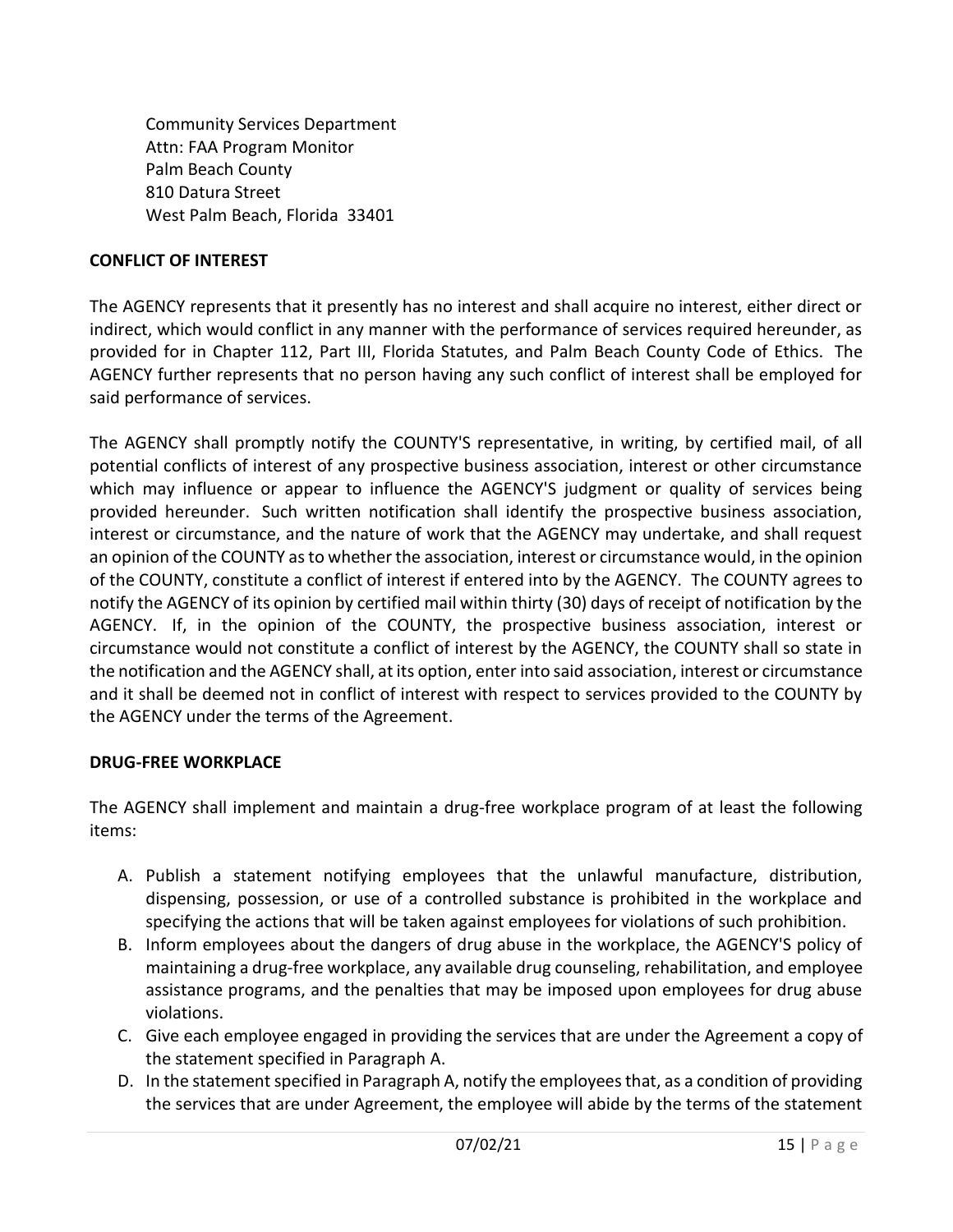Community Services Department
Attn: FAA Program Monitor
Palm Beach County
810 Datura Street
West Palm Beach, Florida 33401

**CONFLICT OF INTEREST**

The AGENCY represents that it presently has no interest and shall acquire no interest, either direct or indirect, which would conflict in any manner with the performance of services required hereunder, as provided for in Chapter 112, Part III, Florida Statutes, and Palm Beach County Code of Ethics. The AGENCY further represents that no person having any such conflict of interest shall be employed for said performance of services.

The AGENCY shall promptly notify the COUNTY'S representative, in writing, by certified mail, of all potential conflicts of interest of any prospective business association, interest or other circumstance which may influence or appear to influence the AGENCY'S judgment or quality of services being provided hereunder. Such written notification shall identify the prospective business association, interest or circumstance, and the nature of work that the AGENCY may undertake, and shall request an opinion of the COUNTY as to whether the association, interest or circumstance would, in the opinion of the COUNTY, constitute a conflict of interest if entered into by the AGENCY. The COUNTY agrees to notify the AGENCY of its opinion by certified mail within thirty (30) days of receipt of notification by the AGENCY. If, in the opinion of the COUNTY, the prospective business association, interest or circumstance would not constitute a conflict of interest by the AGENCY, the COUNTY shall so state in the notification and the AGENCY shall, at its option, enter into said association, interest or circumstance and it shall be deemed not in conflict of interest with respect to services provided to the COUNTY by the AGENCY under the terms of the Agreement.

**DRUG-FREE WORKPLACE**

The AGENCY shall implement and maintain a drug-free workplace program of at least the following items:

A. Publish a statement notifying employees that the unlawful manufacture, distribution, dispensing, possession, or use of a controlled substance is prohibited in the workplace and specifying the actions that will be taken against employees for violations of such prohibition.
B. Inform employees about the dangers of drug abuse in the workplace, the AGENCY'S policy of maintaining a drug-free workplace, any available drug counseling, rehabilitation, and employee assistance programs, and the penalties that may be imposed upon employees for drug abuse violations.
C. Give each employee engaged in providing the services that are under the Agreement a copy of the statement specified in Paragraph A.
D. In the statement specified in Paragraph A, notify the employees that, as a condition of providing the services that are under Agreement, the employee will abide by the terms of the statement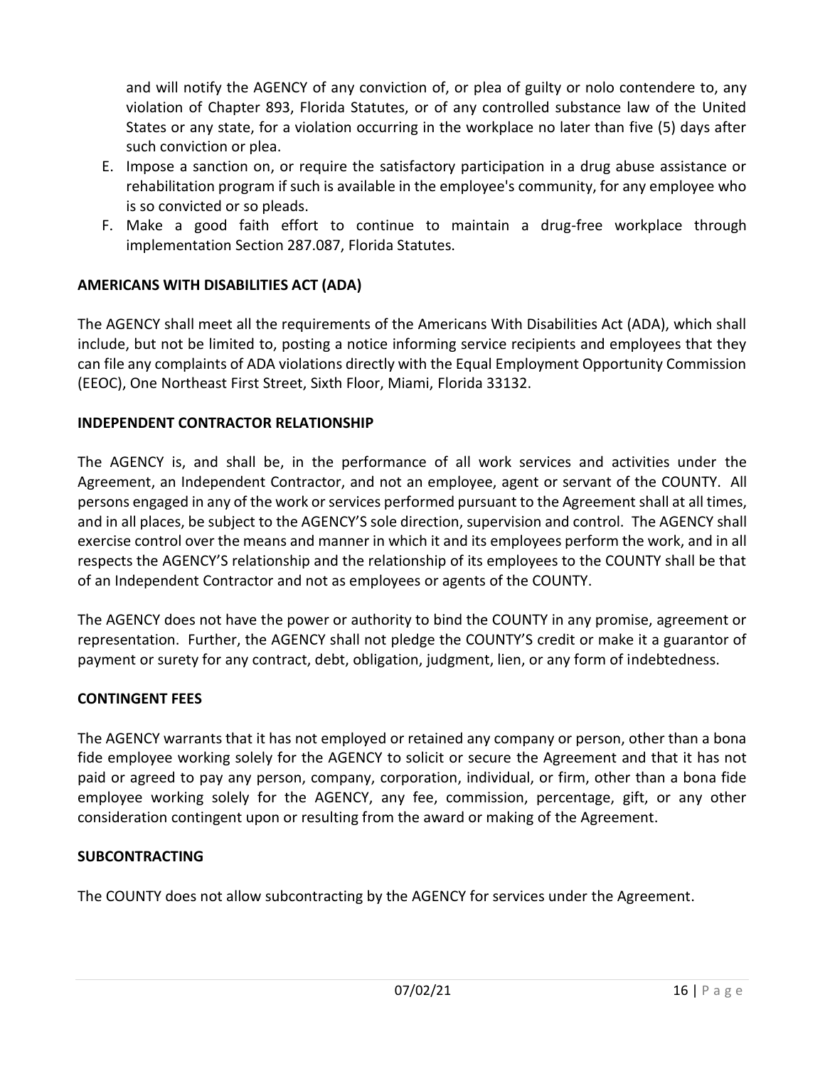and will notify the AGENCY of any conviction of, or plea of guilty or nolo contendere to, any violation of Chapter 893, Florida Statutes, or of any controlled substance law of the United States or any state, for a violation occurring in the workplace no later than five (5) days after such conviction or plea.

E. Impose a sanction on, or require the satisfactory participation in a drug abuse assistance or rehabilitation program if such is available in the employee's community, for any employee who is so convicted or so pleads.
F. Make a good faith effort to continue to maintain a drug-free workplace through implementation Section 287.087, Florida Statutes.

**AMERICANS WITH DISABILITIES ACT (ADA)**

The AGENCY shall meet all the requirements of the Americans With Disabilities Act (ADA), which shall include, but not be limited to, posting a notice informing service recipients and employees that they can file any complaints of ADA violations directly with the Equal Employment Opportunity Commission (EEOC), One Northeast First Street, Sixth Floor, Miami, Florida 33132.

**INDEPENDENT CONTRACTOR RELATIONSHIP**

The AGENCY is, and shall be, in the performance of all work services and activities under the Agreement, an Independent Contractor, and not an employee, agent or servant of the COUNTY. All persons engaged in any of the work or services performed pursuant to the Agreement shall at all times, and in all places, be subject to the AGENCY'S sole direction, supervision and control. The AGENCY shall exercise control over the means and manner in which it and its employees perform the work, and in all respects the AGENCY'S relationship and the relationship of its employees to the COUNTY shall be that of an Independent Contractor and not as employees or agents of the COUNTY.

The AGENCY does not have the power or authority to bind the COUNTY in any promise, agreement or representation. Further, the AGENCY shall not pledge the COUNTY'S credit or make it a guarantor of payment or surety for any contract, debt, obligation, judgment, lien, or any form of indebtedness.

**CONTINGENT FEES**

The AGENCY warrants that it has not employed or retained any company or person, other than a bona fide employee working solely for the AGENCY to solicit or secure the Agreement and that it has not paid or agreed to pay any person, company, corporation, individual, or firm, other than a bona fide employee working solely for the AGENCY, any fee, commission, percentage, gift, or any other consideration contingent upon or resulting from the award or making of the Agreement.

**SUBCONTRACTING**

The COUNTY does not allow subcontracting by the AGENCY for services under the Agreement.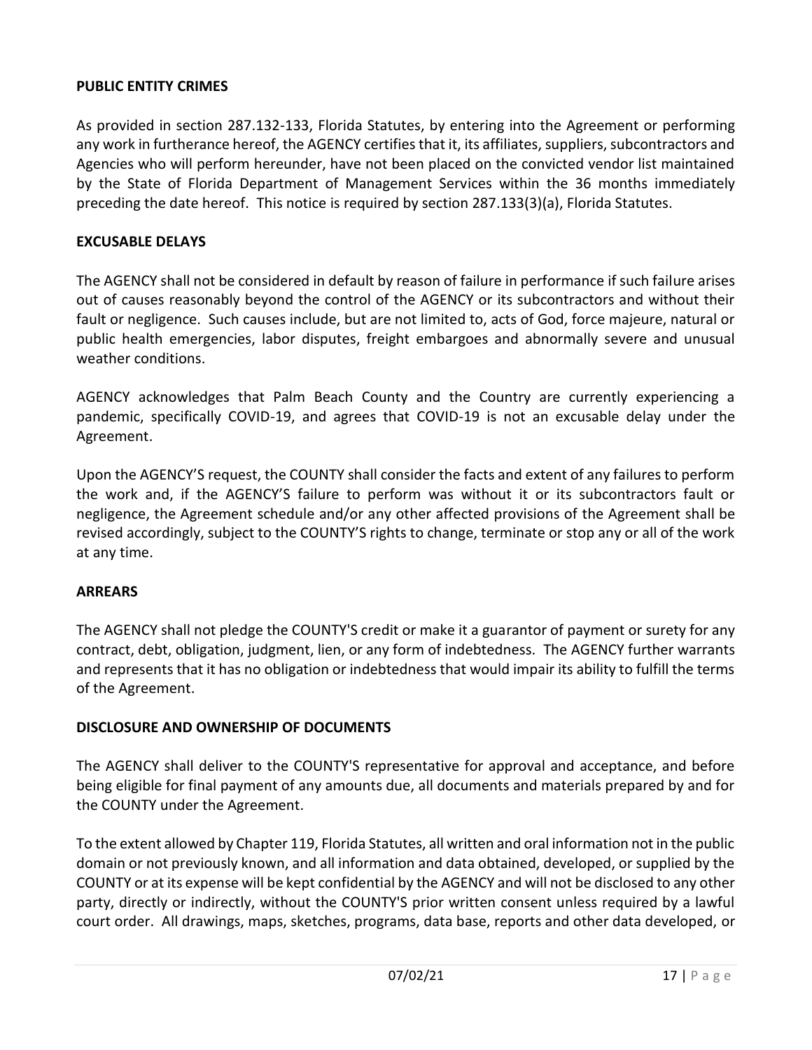**PUBLIC ENTITY CRIMES**

As provided in section 287.132-133, Florida Statutes, by entering into the Agreement or performing any work in furtherance hereof, the AGENCY certifies that it, its affiliates, suppliers, subcontractors and Agencies who will perform hereunder, have not been placed on the convicted vendor list maintained by the State of Florida Department of Management Services within the 36 months immediately preceding the date hereof. This notice is required by section 287.133(3)(a), Florida Statutes.

**EXCUSABLE DELAYS**

The AGENCY shall not be considered in default by reason of failure in performance if such failure arises out of causes reasonably beyond the control of the AGENCY or its subcontractors and without their fault or negligence. Such causes include, but are not limited to, acts of God, force majeure, natural or public health emergencies, labor disputes, freight embargoes and abnormally severe and unusual weather conditions.

AGENCY acknowledges that Palm Beach County and the Country are currently experiencing a pandemic, specifically COVID-19, and agrees that COVID-19 is not an excusable delay under the Agreement.

Upon the AGENCY'S request, the COUNTY shall consider the facts and extent of any failures to perform the work and, if the AGENCY'S failure to perform was without it or its subcontractors fault or negligence, the Agreement schedule and/or any other affected provisions of the Agreement shall be revised accordingly, subject to the COUNTY'S rights to change, terminate or stop any or all of the work at any time.

**ARREARS**

The AGENCY shall not pledge the COUNTY'S credit or make it a guarantor of payment or surety for any contract, debt, obligation, judgment, lien, or any form of indebtedness. The AGENCY further warrants and represents that it has no obligation or indebtedness that would impair its ability to fulfill the terms of the Agreement.

**DISCLOSURE AND OWNERSHIP OF DOCUMENTS**

The AGENCY shall deliver to the COUNTY'S representative for approval and acceptance, and before being eligible for final payment of any amounts due, all documents and materials prepared by and for the COUNTY under the Agreement.

To the extent allowed by Chapter 119, Florida Statutes, all written and oral information not in the public domain or not previously known, and all information and data obtained, developed, or supplied by the COUNTY or at its expense will be kept confidential by the AGENCY and will not be disclosed to any other party, directly or indirectly, without the COUNTY'S prior written consent unless required by a lawful court order. All drawings, maps, sketches, programs, data base, reports and other data developed, or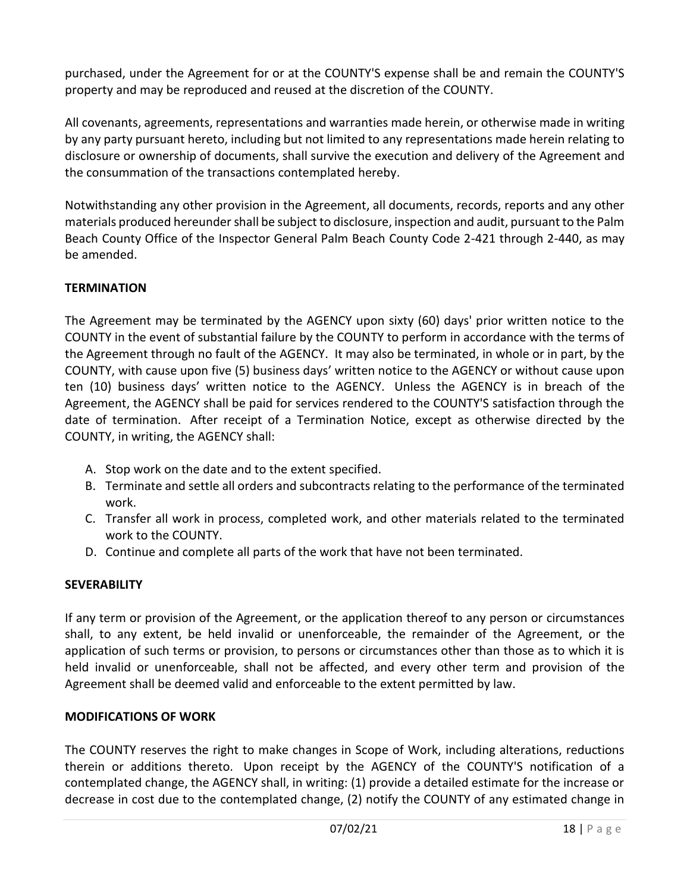purchased, under the Agreement for or at the COUNTY'S expense shall be and remain the COUNTY'S property and may be reproduced and reused at the discretion of the COUNTY.

All covenants, agreements, representations and warranties made herein, or otherwise made in writing by any party pursuant hereto, including but not limited to any representations made herein relating to disclosure or ownership of documents, shall survive the execution and delivery of the Agreement and the consummation of the transactions contemplated hereby.

Notwithstanding any other provision in the Agreement, all documents, records, reports and any other materials produced hereunder shall be subject to disclosure, inspection and audit, pursuant to the Palm Beach County Office of the Inspector General Palm Beach County Code 2-421 through 2-440, as may be amended.

**TERMINATION**

The Agreement may be terminated by the AGENCY upon sixty (60) days' prior written notice to the COUNTY in the event of substantial failure by the COUNTY to perform in accordance with the terms of the Agreement through no fault of the AGENCY. It may also be terminated, in whole or in part, by the COUNTY, with cause upon five (5) business days' written notice to the AGENCY or without cause upon ten (10) business days' written notice to the AGENCY. Unless the AGENCY is in breach of the Agreement, the AGENCY shall be paid for services rendered to the COUNTY'S satisfaction through the date of termination. After receipt of a Termination Notice, except as otherwise directed by the COUNTY, in writing, the AGENCY shall:

A. Stop work on the date and to the extent specified.
B. Terminate and settle all orders and subcontracts relating to the performance of the terminated work.
C. Transfer all work in process, completed work, and other materials related to the terminated work to the COUNTY.
D. Continue and complete all parts of the work that have not been terminated.

**SEVERABILITY**

If any term or provision of the Agreement, or the application thereof to any person or circumstances shall, to any extent, be held invalid or unenforceable, the remainder of the Agreement, or the application of such terms or provision, to persons or circumstances other than those as to which it is held invalid or unenforceable, shall not be affected, and every other term and provision of the Agreement shall be deemed valid and enforceable to the extent permitted by law.

**MODIFICATIONS OF WORK**

The COUNTY reserves the right to make changes in Scope of Work, including alterations, reductions therein or additions thereto. Upon receipt by the AGENCY of the COUNTY'S notification of a contemplated change, the AGENCY shall, in writing: (1) provide a detailed estimate for the increase or decrease in cost due to the contemplated change, (2) notify the COUNTY of any estimated change in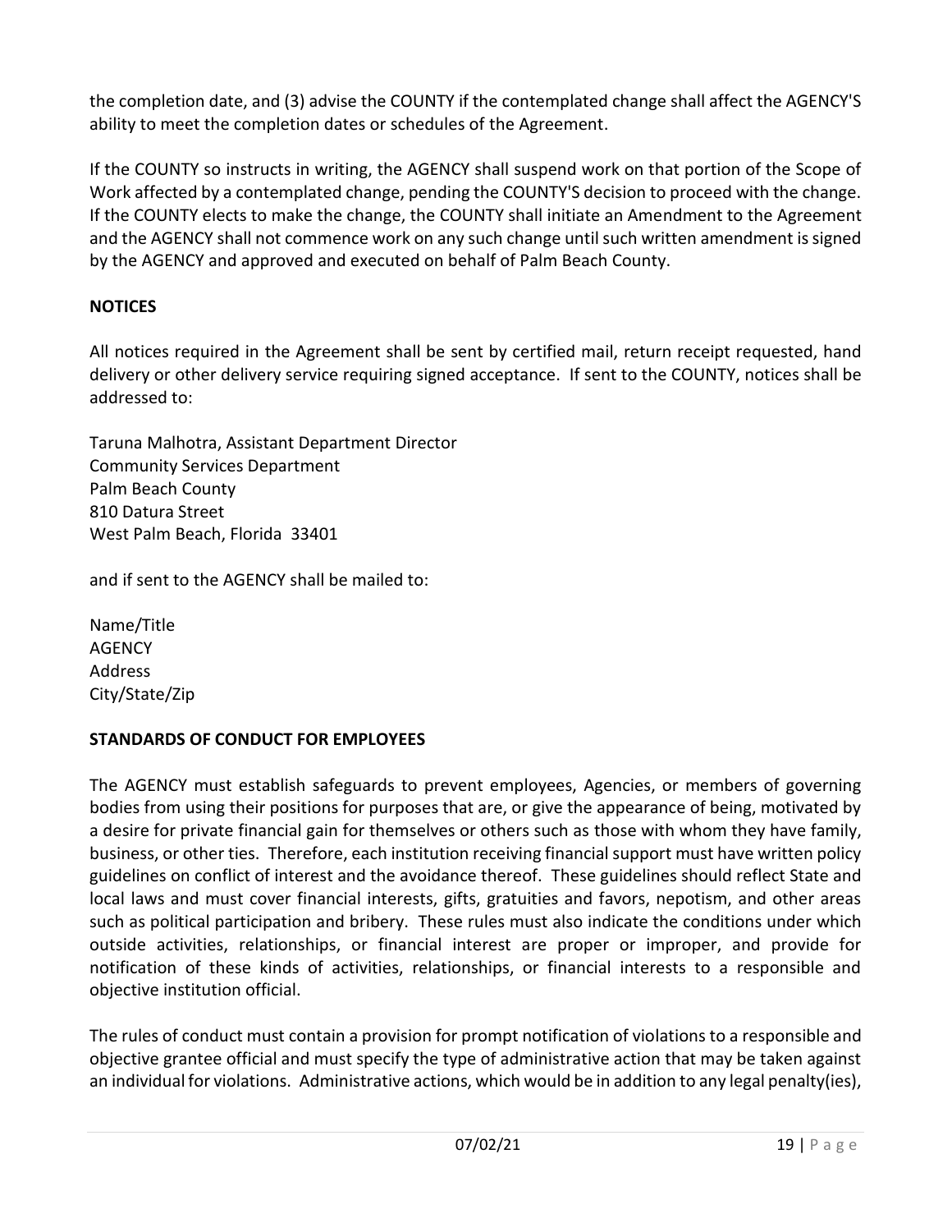the completion date, and (3) advise the COUNTY if the contemplated change shall affect the AGENCY'S ability to meet the completion dates or schedules of the Agreement.

If the COUNTY so instructs in writing, the AGENCY shall suspend work on that portion of the Scope of Work affected by a contemplated change, pending the COUNTY'S decision to proceed with the change. If the COUNTY elects to make the change, the COUNTY shall initiate an Amendment to the Agreement and the AGENCY shall not commence work on any such change until such written amendment is signed by the AGENCY and approved and executed on behalf of Palm Beach County.

**NOTICES**

All notices required in the Agreement shall be sent by certified mail, return receipt requested, hand delivery or other delivery service requiring signed acceptance. If sent to the COUNTY, notices shall be addressed to:

Taruna Malhotra, Assistant Department Director
Community Services Department
Palm Beach County
810 Datura Street
West Palm Beach, Florida 33401

and if sent to the AGENCY shall be mailed to:

Name/Title
AGENCY
Address
City/State/Zip

**STANDARDS OF CONDUCT FOR EMPLOYEES**

The AGENCY must establish safeguards to prevent employees, Agencies, or members of governing bodies from using their positions for purposes that are, or give the appearance of being, motivated by a desire for private financial gain for themselves or others such as those with whom they have family, business, or other ties. Therefore, each institution receiving financial support must have written policy guidelines on conflict of interest and the avoidance thereof. These guidelines should reflect State and local laws and must cover financial interests, gifts, gratuities and favors, nepotism, and other areas such as political participation and bribery. These rules must also indicate the conditions under which outside activities, relationships, or financial interest are proper or improper, and provide for notification of these kinds of activities, relationships, or financial interests to a responsible and objective institution official.

The rules of conduct must contain a provision for prompt notification of violations to a responsible and objective grantee official and must specify the type of administrative action that may be taken against an individual for violations. Administrative actions, which would be in addition to any legal penalty(ies),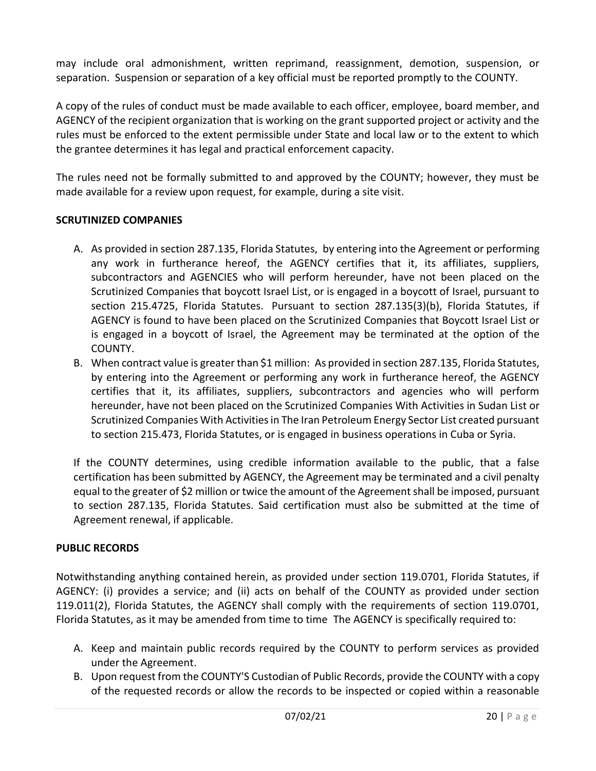may include oral admonishment, written reprimand, reassignment, demotion, suspension, or separation. Suspension or separation of a key official must be reported promptly to the COUNTY.

A copy of the rules of conduct must be made available to each officer, employee, board member, and AGENCY of the recipient organization that is working on the grant supported project or activity and the rules must be enforced to the extent permissible under State and local law or to the extent to which the grantee determines it has legal and practical enforcement capacity.

The rules need not be formally submitted to and approved by the COUNTY; however, they must be made available for a review upon request, for example, during a site visit.

**SCRUTINIZED COMPANIES**

A. As provided in section 287.135, Florida Statutes, by entering into the Agreement or performing any work in furtherance hereof, the AGENCY certifies that it, its affiliates, suppliers, subcontractors and AGENCIES who will perform hereunder, have not been placed on the Scrutinized Companies that boycott Israel List, or is engaged in a boycott of Israel, pursuant to section 215.4725, Florida Statutes. Pursuant to section 287.135(3)(b), Florida Statutes, if AGENCY is found to have been placed on the Scrutinized Companies that Boycott Israel List or is engaged in a boycott of Israel, the Agreement may be terminated at the option of the COUNTY.
B. When contract value is greater than $1 million: As provided in section 287.135, Florida Statutes, by entering into the Agreement or performing any work in furtherance hereof, the AGENCY certifies that it, its affiliates, suppliers, subcontractors and agencies who will perform hereunder, have not been placed on the Scrutinized Companies With Activities in Sudan List or Scrutinized Companies With Activities in The Iran Petroleum Energy Sector List created pursuant to section 215.473, Florida Statutes, or is engaged in business operations in Cuba or Syria.

If the COUNTY determines, using credible information available to the public, that a false certification has been submitted by AGENCY, the Agreement may be terminated and a civil penalty equal to the greater of $2 million or twice the amount of the Agreement shall be imposed, pursuant to section 287.135, Florida Statutes. Said certification must also be submitted at the time of Agreement renewal, if applicable.

**PUBLIC RECORDS**

Notwithstanding anything contained herein, as provided under section 119.0701, Florida Statutes, if AGENCY: (i) provides a service; and (ii) acts on behalf of the COUNTY as provided under section 119.011(2), Florida Statutes, the AGENCY shall comply with the requirements of section 119.0701, Florida Statutes, as it may be amended from time to time The AGENCY is specifically required to:

A. Keep and maintain public records required by the COUNTY to perform services as provided under the Agreement.
B. Upon request from the COUNTY'S Custodian of Public Records, provide the COUNTY with a copy of the requested records or allow the records to be inspected or copied within a reasonable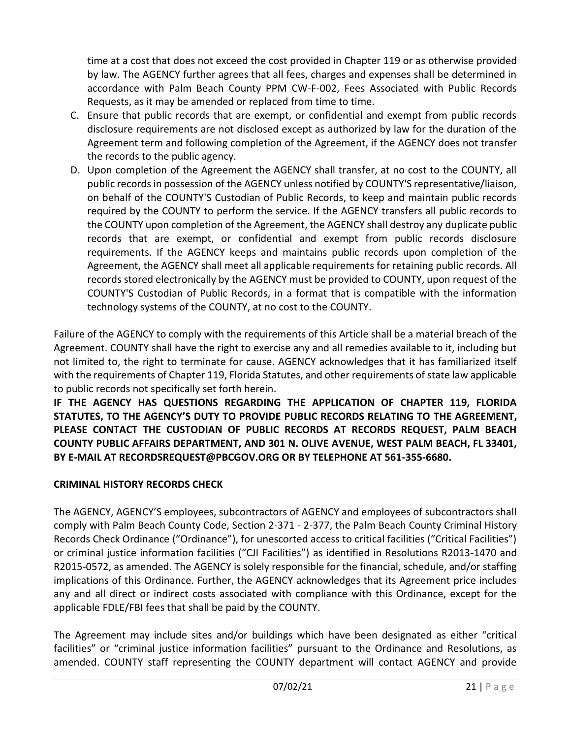time at a cost that does not exceed the cost provided in Chapter 119 or as otherwise provided by law. The AGENCY further agrees that all fees, charges and expenses shall be determined in accordance with Palm Beach County PPM CW-F-002, Fees Associated with Public Records Requests, as it may be amended or replaced from time to time.

C. Ensure that public records that are exempt, or confidential and exempt from public records disclosure requirements are not disclosed except as authorized by law for the duration of the Agreement term and following completion of the Agreement, if the AGENCY does not transfer the records to the public agency.

D. Upon completion of the Agreement the AGENCY shall transfer, at no cost to the COUNTY, all public records in possession of the AGENCY unless notified by COUNTY'S representative/liaison, on behalf of the COUNTY'S Custodian of Public Records, to keep and maintain public records required by the COUNTY to perform the service. If the AGENCY transfers all public records to the COUNTY upon completion of the Agreement, the AGENCY shall destroy any duplicate public records that are exempt, or confidential and exempt from public records disclosure requirements. If the AGENCY keeps and maintains public records upon completion of the Agreement, the AGENCY shall meet all applicable requirements for retaining public records. All records stored electronically by the AGENCY must be provided to COUNTY, upon request of the COUNTY'S Custodian of Public Records, in a format that is compatible with the information technology systems of the COUNTY, at no cost to the COUNTY.

Failure of the AGENCY to comply with the requirements of this Article shall be a material breach of the Agreement. COUNTY shall have the right to exercise any and all remedies available to it, including but not limited to, the right to terminate for cause. AGENCY acknowledges that it has familiarized itself with the requirements of Chapter 119, Florida Statutes, and other requirements of state law applicable to public records not specifically set forth herein.

**IF THE AGENCY HAS QUESTIONS REGARDING THE APPLICATION OF CHAPTER 119, FLORIDA STATUTES, TO THE AGENCY'S DUTY TO PROVIDE PUBLIC RECORDS RELATING TO THE AGREEMENT, PLEASE CONTACT THE CUSTODIAN OF PUBLIC RECORDS AT RECORDS REQUEST, PALM BEACH COUNTY PUBLIC AFFAIRS DEPARTMENT, AND 301 N. OLIVE AVENUE, WEST PALM BEACH, FL 33401, BY E-MAIL AT RECORDSREQUEST@PBCGOV.ORG OR BY TELEPHONE AT 561-355-6680.**

**CRIMINAL HISTORY RECORDS CHECK**

The AGENCY, AGENCY'S employees, subcontractors of AGENCY and employees of subcontractors shall comply with Palm Beach County Code, Section 2-371 - 2-377, the Palm Beach County Criminal History Records Check Ordinance ("Ordinance"), for unescorted access to critical facilities ("Critical Facilities") or criminal justice information facilities ("CJI Facilities") as identified in Resolutions R2013-1470 and R2015-0572, as amended. The AGENCY is solely responsible for the financial, schedule, and/or staffing implications of this Ordinance. Further, the AGENCY acknowledges that its Agreement price includes any and all direct or indirect costs associated with compliance with this Ordinance, except for the applicable FDLE/FBI fees that shall be paid by the COUNTY.

The Agreement may include sites and/or buildings which have been designated as either "critical facilities" or "criminal justice information facilities" pursuant to the Ordinance and Resolutions, as amended. COUNTY staff representing the COUNTY department will contact AGENCY and provide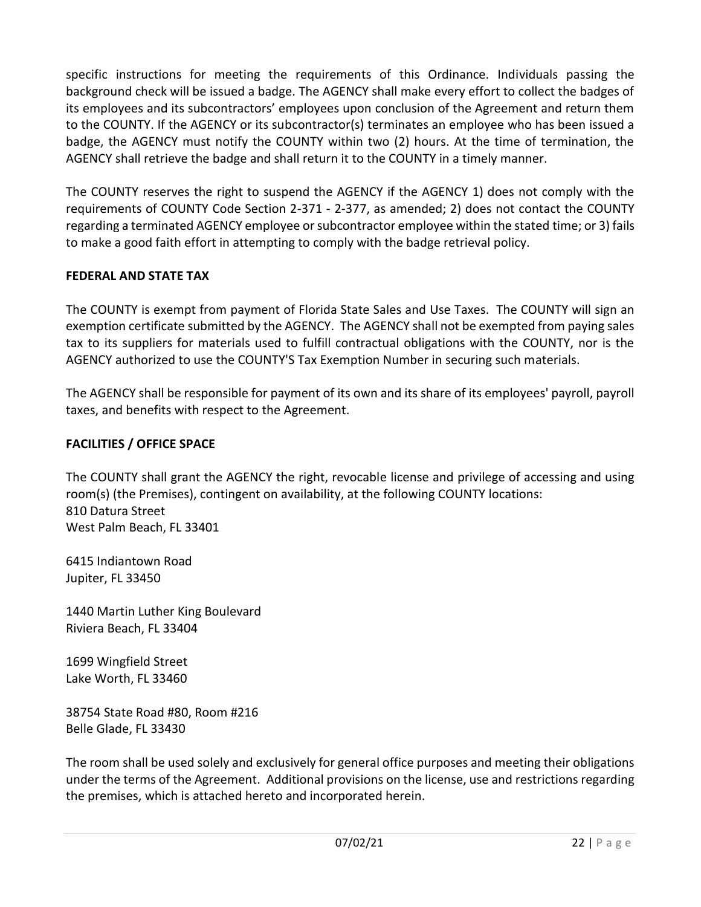specific instructions for meeting the requirements of this Ordinance. Individuals passing the background check will be issued a badge. The AGENCY shall make every effort to collect the badges of its employees and its subcontractors' employees upon conclusion of the Agreement and return them to the COUNTY. If the AGENCY or its subcontractor(s) terminates an employee who has been issued a badge, the AGENCY must notify the COUNTY within two (2) hours. At the time of termination, the AGENCY shall retrieve the badge and shall return it to the COUNTY in a timely manner.

The COUNTY reserves the right to suspend the AGENCY if the AGENCY 1) does not comply with the requirements of COUNTY Code Section 2-371 - 2-377, as amended; 2) does not contact the COUNTY regarding a terminated AGENCY employee or subcontractor employee within the stated time; or 3) fails to make a good faith effort in attempting to comply with the badge retrieval policy.

**FEDERAL AND STATE TAX**

The COUNTY is exempt from payment of Florida State Sales and Use Taxes. The COUNTY will sign an exemption certificate submitted by the AGENCY. The AGENCY shall not be exempted from paying sales tax to its suppliers for materials used to fulfill contractual obligations with the COUNTY, nor is the AGENCY authorized to use the COUNTY'S Tax Exemption Number in securing such materials.

The AGENCY shall be responsible for payment of its own and its share of its employees' payroll, payroll taxes, and benefits with respect to the Agreement.

**FACILITIES / OFFICE SPACE**

The COUNTY shall grant the AGENCY the right, revocable license and privilege of accessing and using room(s) (the Premises), contingent on availability, at the following COUNTY locations:
810 Datura Street
West Palm Beach, FL 33401

6415 Indiantown Road
Jupiter, FL 33450

1440 Martin Luther King Boulevard
Riviera Beach, FL 33404

1699 Wingfield Street
Lake Worth, FL 33460

38754 State Road #80, Room #216
Belle Glade, FL 33430

The room shall be used solely and exclusively for general office purposes and meeting their obligations under the terms of the Agreement. Additional provisions on the license, use and restrictions regarding the premises, which is attached hereto and incorporated herein.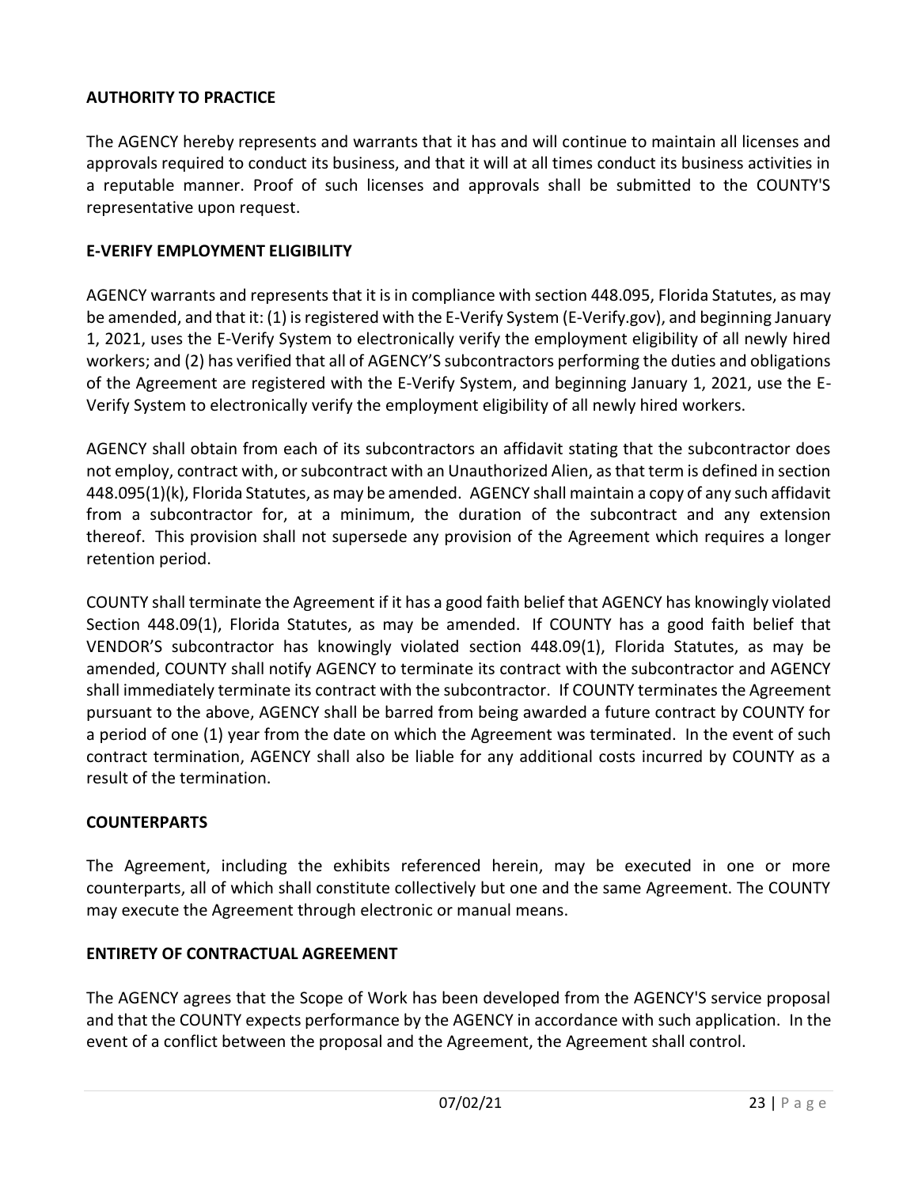**AUTHORITY TO PRACTICE**

The AGENCY hereby represents and warrants that it has and will continue to maintain all licenses and approvals required to conduct its business, and that it will at all times conduct its business activities in a reputable manner. Proof of such licenses and approvals shall be submitted to the COUNTY'S representative upon request.

**E-VERIFY EMPLOYMENT ELIGIBILITY**

AGENCY warrants and represents that it is in compliance with section 448.095, Florida Statutes, as may be amended, and that it: (1) is registered with the E-Verify System (E-Verify.gov), and beginning January 1, 2021, uses the E-Verify System to electronically verify the employment eligibility of all newly hired workers; and (2) has verified that all of AGENCY'S subcontractors performing the duties and obligations of the Agreement are registered with the E-Verify System, and beginning January 1, 2021, use the E-Verify System to electronically verify the employment eligibility of all newly hired workers.

AGENCY shall obtain from each of its subcontractors an affidavit stating that the subcontractor does not employ, contract with, or subcontract with an Unauthorized Alien, as that term is defined in section 448.095(1)(k), Florida Statutes, as may be amended. AGENCY shall maintain a copy of any such affidavit from a subcontractor for, at a minimum, the duration of the subcontract and any extension thereof. This provision shall not supersede any provision of the Agreement which requires a longer retention period.

COUNTY shall terminate the Agreement if it has a good faith belief that AGENCY has knowingly violated Section 448.09(1), Florida Statutes, as may be amended. If COUNTY has a good faith belief that VENDOR'S subcontractor has knowingly violated section 448.09(1), Florida Statutes, as may be amended, COUNTY shall notify AGENCY to terminate its contract with the subcontractor and AGENCY shall immediately terminate its contract with the subcontractor. If COUNTY terminates the Agreement pursuant to the above, AGENCY shall be barred from being awarded a future contract by COUNTY for a period of one (1) year from the date on which the Agreement was terminated. In the event of such contract termination, AGENCY shall also be liable for any additional costs incurred by COUNTY as a result of the termination.

**COUNTERPARTS**

The Agreement, including the exhibits referenced herein, may be executed in one or more counterparts, all of which shall constitute collectively but one and the same Agreement. The COUNTY may execute the Agreement through electronic or manual means.

**ENTIRETY OF CONTRACTUAL AGREEMENT**

The AGENCY agrees that the Scope of Work has been developed from the AGENCY'S service proposal and that the COUNTY expects performance by the AGENCY in accordance with such application. In the event of a conflict between the proposal and the Agreement, the Agreement shall control.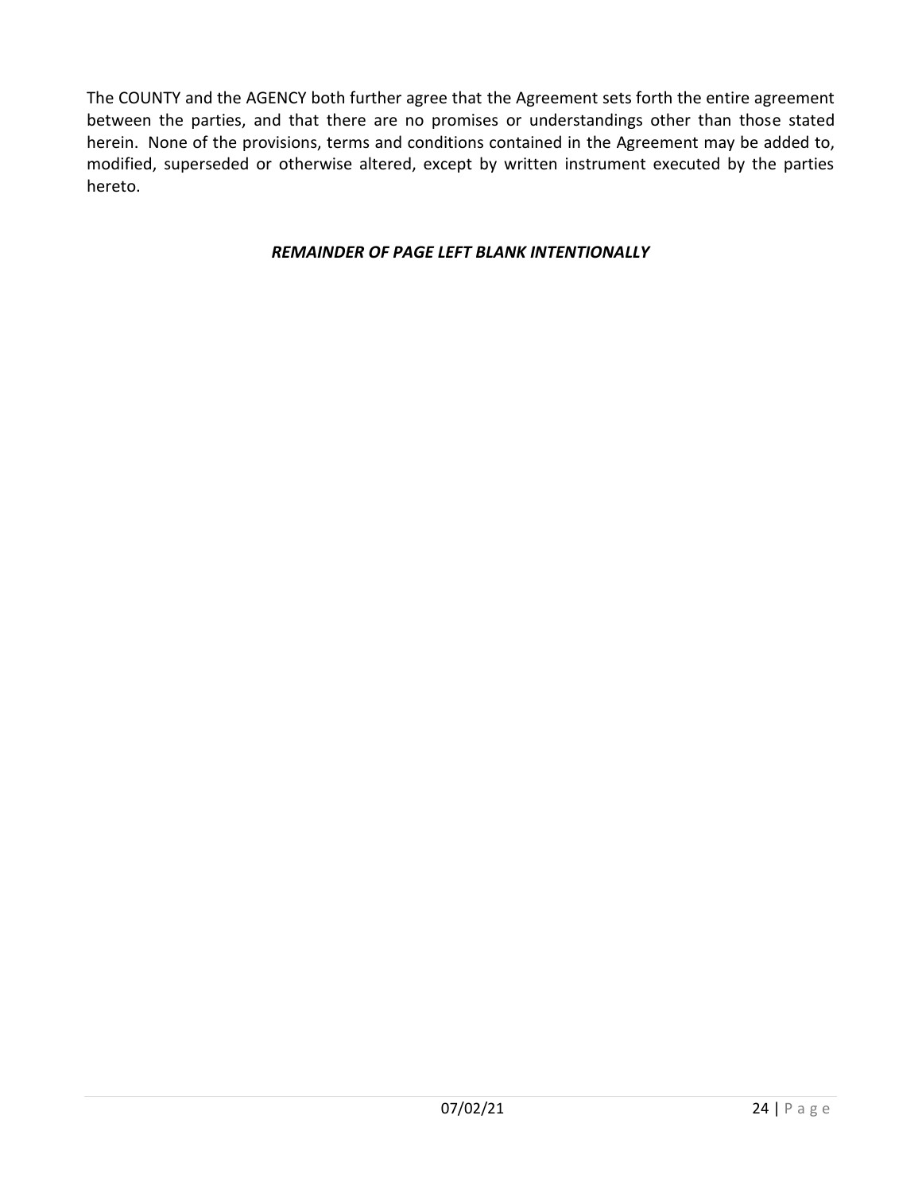The COUNTY and the AGENCY both further agree that the Agreement sets forth the entire agreement between the parties, and that there are no promises or understandings other than those stated herein. None of the provisions, terms and conditions contained in the Agreement may be added to, modified, superseded or otherwise altered, except by written instrument executed by the parties hereto.

***REMAINDER OF PAGE LEFT BLANK INTENTIONALLY***